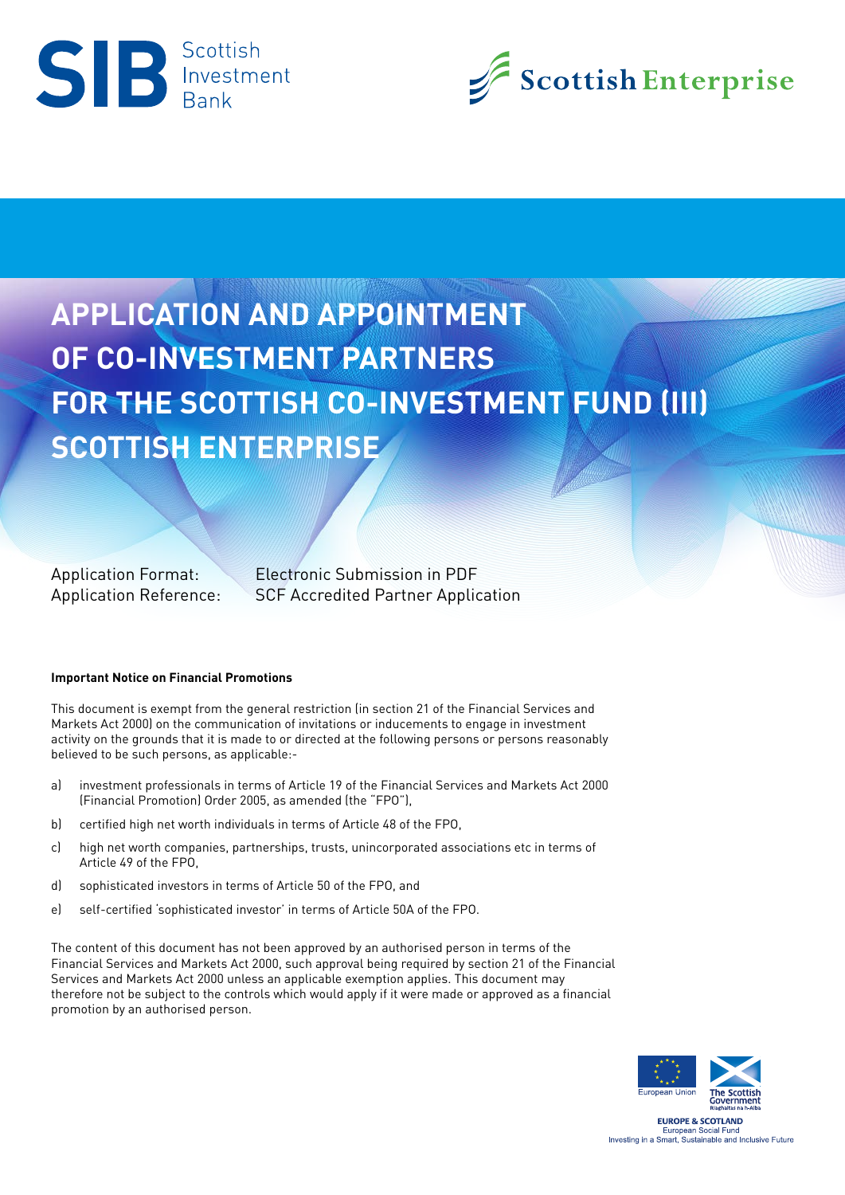SIB Scottish Investment Bank

Scottish Enterprise

# APPLICATION AND APPOINTMENT OF CO-INVESTMENT PARTNERS FOR THE SCOTTISH CO-INVESTMENT FUND (III) SCOTTISH ENTERPRISE

Application Format: Electronic Submission in PDF
Application Reference: SCF Accredited Partner Application

**Important Notice on Financial Promotions**

This document is exempt from the general restriction (in section 21 of the Financial Services and Markets Act 2000) on the communication of invitations or inducements to engage in investment activity on the grounds that it is made to or directed at the following persons or persons reasonably believed to be such persons, as applicable:-

a) investment professionals in terms of Article 19 of the Financial Services and Markets Act 2000 (Financial Promotion) Order 2005, as amended (the "FPO"),

b) certified high net worth individuals in terms of Article 48 of the FPO,

c) high net worth companies, partnerships, trusts, unincorporated associations etc in terms of Article 49 of the FPO,

d) sophisticated investors in terms of Article 50 of the FPO, and

e) self-certified 'sophisticated investor' in terms of Article 50A of the FPO.

The content of this document has not been approved by an authorised person in terms of the Financial Services and Markets Act 2000, such approval being required by section 21 of the Financial Services and Markets Act 2000 unless an applicable exemption applies. This document may therefore not be subject to the controls which would apply if it were made or approved as a financial promotion by an authorised person.

European Union

The Scottish Government
Riaghaltas na h-Alba

EUROPE & SCOTLAND
European Social Fund
Investing in a Smart, Sustainable and Inclusive Future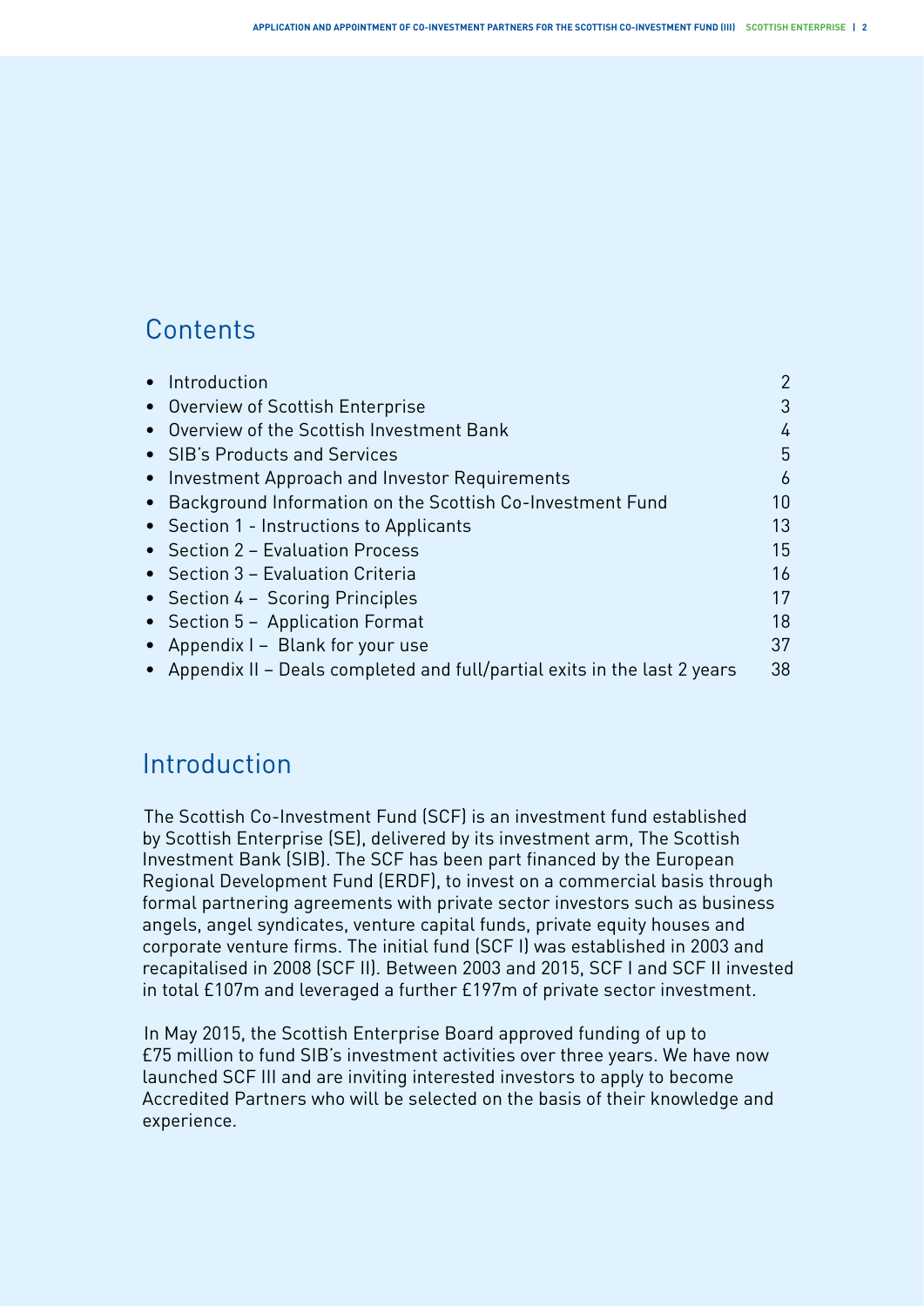## Contents

- Introduction 2
- Overview of Scottish Enterprise 3
- Overview of the Scottish Investment Bank 4
- SIB's Products and Services 5
- Investment Approach and Investor Requirements 6
- Background Information on the Scottish Co-Investment Fund 10
- Section 1 - Instructions to Applicants 13
- Section 2 – Evaluation Process 15
- Section 3 – Evaluation Criteria 16
- Section 4 – Scoring Principles 17
- Section 5 – Application Format 18
- Appendix I – Blank for your use 37
- Appendix II – Deals completed and full/partial exits in the last 2 years 38

## Introduction

The Scottish Co-Investment Fund (SCF) is an investment fund established by Scottish Enterprise (SE), delivered by its investment arm, The Scottish Investment Bank (SIB). The SCF has been part financed by the European Regional Development Fund (ERDF), to invest on a commercial basis through formal partnering agreements with private sector investors such as business angels, angel syndicates, venture capital funds, private equity houses and corporate venture firms. The initial fund (SCF I) was established in 2003 and recapitalised in 2008 (SCF II). Between 2003 and 2015, SCF I and SCF II invested in total £107m and leveraged a further £197m of private sector investment.

In May 2015, the Scottish Enterprise Board approved funding of up to £75 million to fund SIB's investment activities over three years. We have now launched SCF III and are inviting interested investors to apply to become Accredited Partners who will be selected on the basis of their knowledge and experience.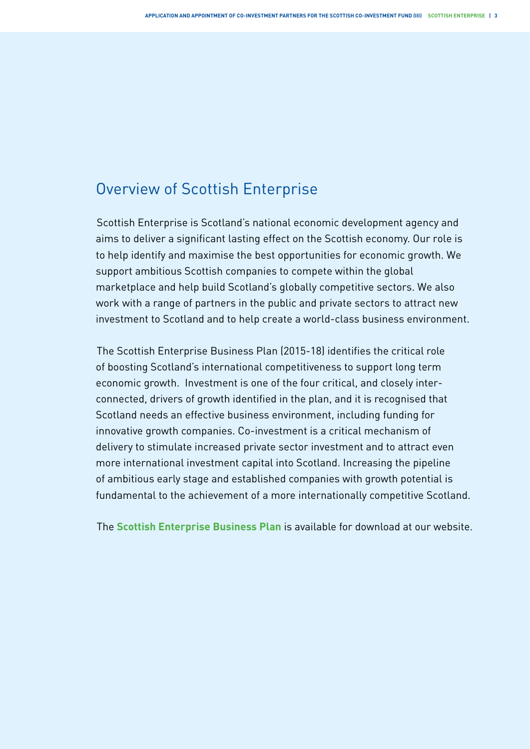## Overview of Scottish Enterprise

Scottish Enterprise is Scotland's national economic development agency and aims to deliver a significant lasting effect on the Scottish economy. Our role is to help identify and maximise the best opportunities for economic growth. We support ambitious Scottish companies to compete within the global marketplace and help build Scotland's globally competitive sectors. We also work with a range of partners in the public and private sectors to attract new investment to Scotland and to help create a world-class business environment.

The Scottish Enterprise Business Plan (2015-18) identifies the critical role of boosting Scotland's international competitiveness to support long term economic growth. Investment is one of the four critical, and closely inter-connected, drivers of growth identified in the plan, and it is recognised that Scotland needs an effective business environment, including funding for innovative growth companies. Co-investment is a critical mechanism of delivery to stimulate increased private sector investment and to attract even more international investment capital into Scotland. Increasing the pipeline of ambitious early stage and established companies with growth potential is fundamental to the achievement of a more internationally competitive Scotland.

The **Scottish Enterprise Business Plan** is available for download at our website.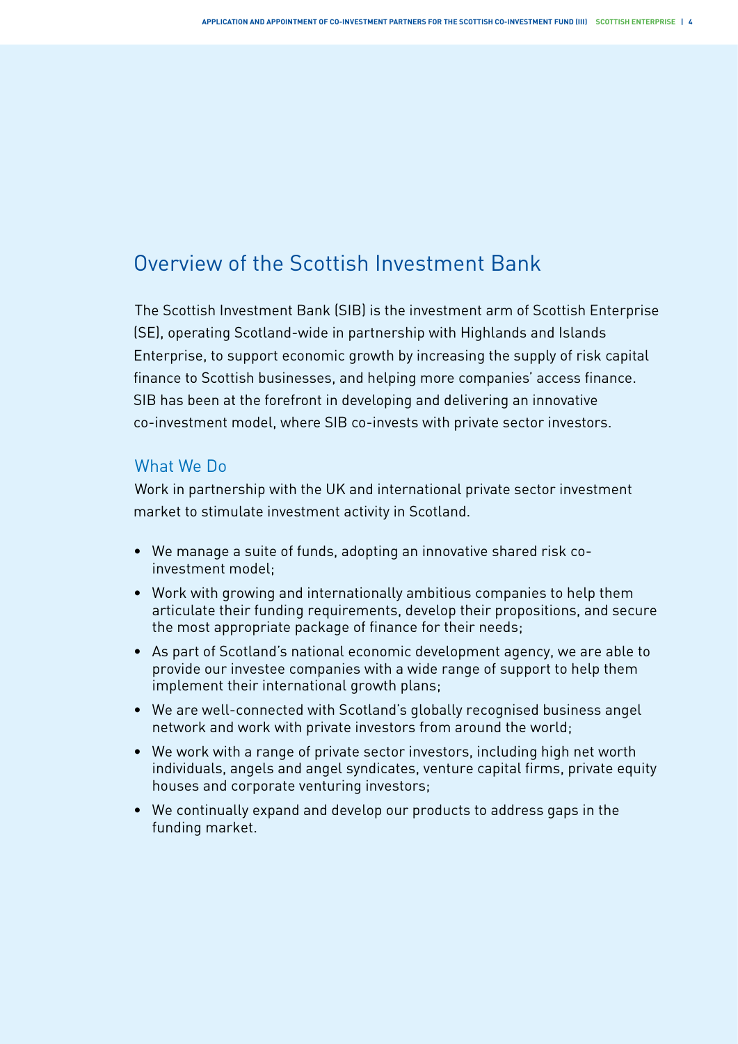## Overview of the Scottish Investment Bank

The Scottish Investment Bank (SIB) is the investment arm of Scottish Enterprise (SE), operating Scotland-wide in partnership with Highlands and Islands Enterprise, to support economic growth by increasing the supply of risk capital finance to Scottish businesses, and helping more companies' access finance. SIB has been at the forefront in developing and delivering an innovative co-investment model, where SIB co-invests with private sector investors.

### What We Do

Work in partnership with the UK and international private sector investment market to stimulate investment activity in Scotland.

- We manage a suite of funds, adopting an innovative shared risk co-investment model;
- Work with growing and internationally ambitious companies to help them articulate their funding requirements, develop their propositions, and secure the most appropriate package of finance for their needs;
- As part of Scotland's national economic development agency, we are able to provide our investee companies with a wide range of support to help them implement their international growth plans;
- We are well-connected with Scotland's globally recognised business angel network and work with private investors from around the world;
- We work with a range of private sector investors, including high net worth individuals, angels and angel syndicates, venture capital firms, private equity houses and corporate venturing investors;
- We continually expand and develop our products to address gaps in the funding market.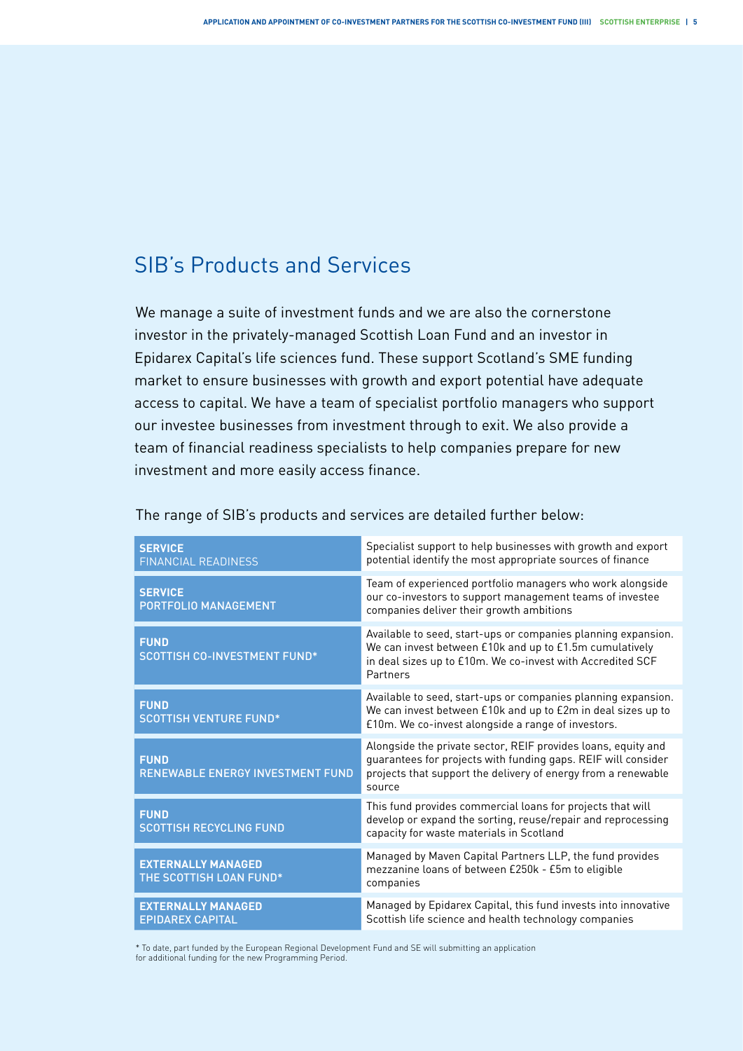## SIB's Products and Services

We manage a suite of investment funds and we are also the cornerstone investor in the privately-managed Scottish Loan Fund and an investor in Epidarex Capital's life sciences fund. These support Scotland's SME funding market to ensure businesses with growth and export potential have adequate access to capital. We have a team of specialist portfolio managers who support our investee businesses from investment through to exit. We also provide a team of financial readiness specialists to help companies prepare for new investment and more easily access finance.

The range of SIB's products and services are detailed further below:

| | |
|---|---|
| **SERVICE** FINANCIAL READINESS | Specialist support to help businesses with growth and export potential identify the most appropriate sources of finance |
| **SERVICE** PORTFOLIO MANAGEMENT | Team of experienced portfolio managers who work alongside our co-investors to support management teams of investee companies deliver their growth ambitions |
| **FUND** SCOTTISH CO-INVESTMENT FUND* | Available to seed, start-ups or companies planning expansion. We can invest between £10k and up to £1.5m cumulatively in deal sizes up to £10m. We co-invest with Accredited SCF Partners |
| **FUND** SCOTTISH VENTURE FUND* | Available to seed, start-ups or companies planning expansion. We can invest between £10k and up to £2m in deal sizes up to £10m. We co-invest alongside a range of investors. |
| **FUND** RENEWABLE ENERGY INVESTMENT FUND | Alongside the private sector, REIF provides loans, equity and guarantees for projects with funding gaps. REIF will consider projects that support the delivery of energy from a renewable source |
| **FUND** SCOTTISH RECYCLING FUND | This fund provides commercial loans for projects that will develop or expand the sorting, reuse/repair and reprocessing capacity for waste materials in Scotland |
| **EXTERNALLY MANAGED** THE SCOTTISH LOAN FUND* | Managed by Maven Capital Partners LLP, the fund provides mezzanine loans of between £250k - £5m to eligible companies |
| **EXTERNALLY MANAGED** EPIDAREX CAPITAL | Managed by Epidarex Capital, this fund invests into innovative Scottish life science and health technology companies |

* To date, part funded by the European Regional Development Fund and SE will submitting an application for additional funding for the new Programming Period.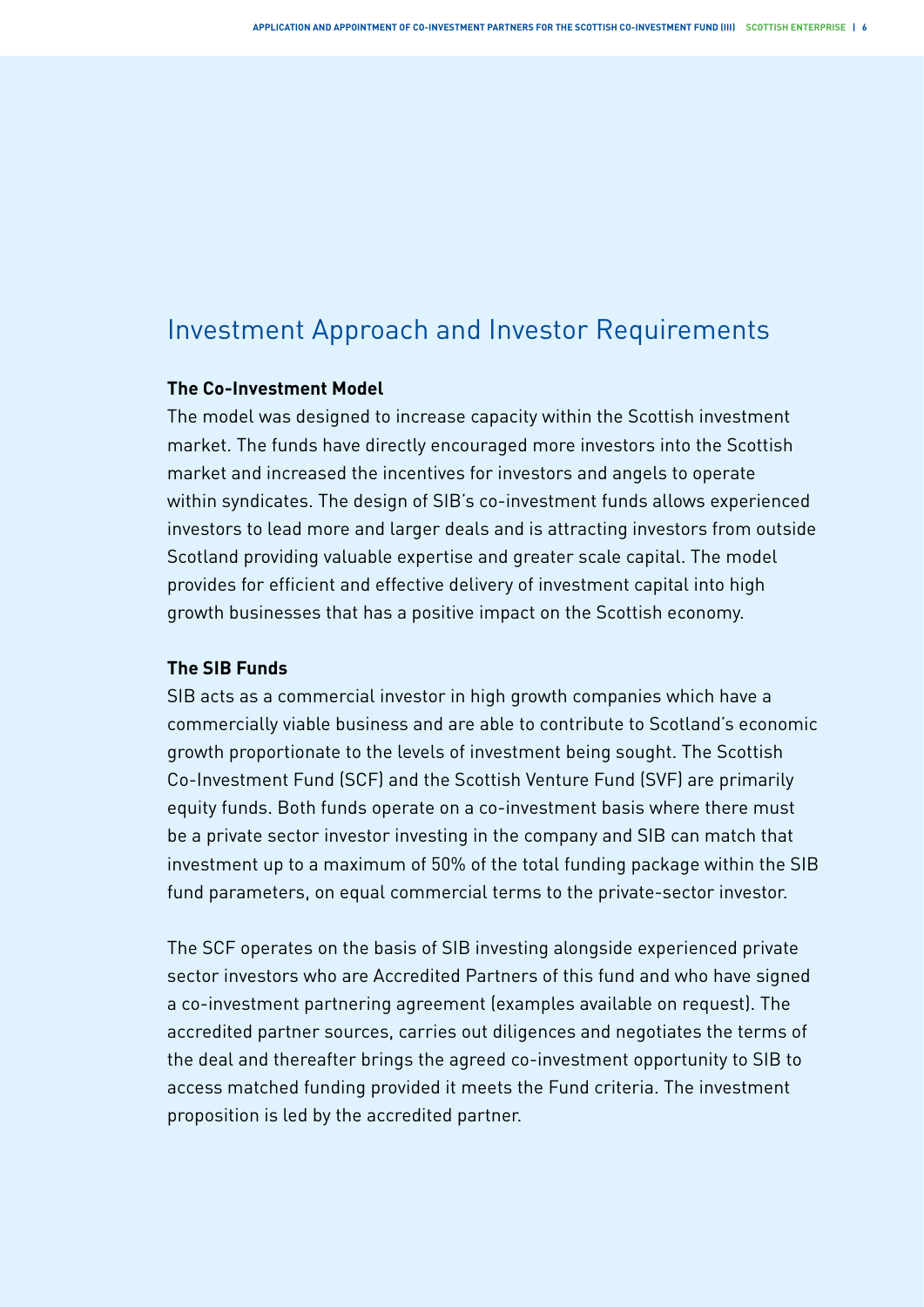## Investment Approach and Investor Requirements

**The Co-Investment Model**

The model was designed to increase capacity within the Scottish investment market. The funds have directly encouraged more investors into the Scottish market and increased the incentives for investors and angels to operate within syndicates. The design of SIB's co-investment funds allows experienced investors to lead more and larger deals and is attracting investors from outside Scotland providing valuable expertise and greater scale capital. The model provides for efficient and effective delivery of investment capital into high growth businesses that has a positive impact on the Scottish economy.

**The SIB Funds**

SIB acts as a commercial investor in high growth companies which have a commercially viable business and are able to contribute to Scotland's economic growth proportionate to the levels of investment being sought. The Scottish Co-Investment Fund (SCF) and the Scottish Venture Fund (SVF) are primarily equity funds. Both funds operate on a co-investment basis where there must be a private sector investor investing in the company and SIB can match that investment up to a maximum of 50% of the total funding package within the SIB fund parameters, on equal commercial terms to the private-sector investor.

The SCF operates on the basis of SIB investing alongside experienced private sector investors who are Accredited Partners of this fund and who have signed a co-investment partnering agreement (examples available on request). The accredited partner sources, carries out diligences and negotiates the terms of the deal and thereafter brings the agreed co-investment opportunity to SIB to access matched funding provided it meets the Fund criteria. The investment proposition is led by the accredited partner.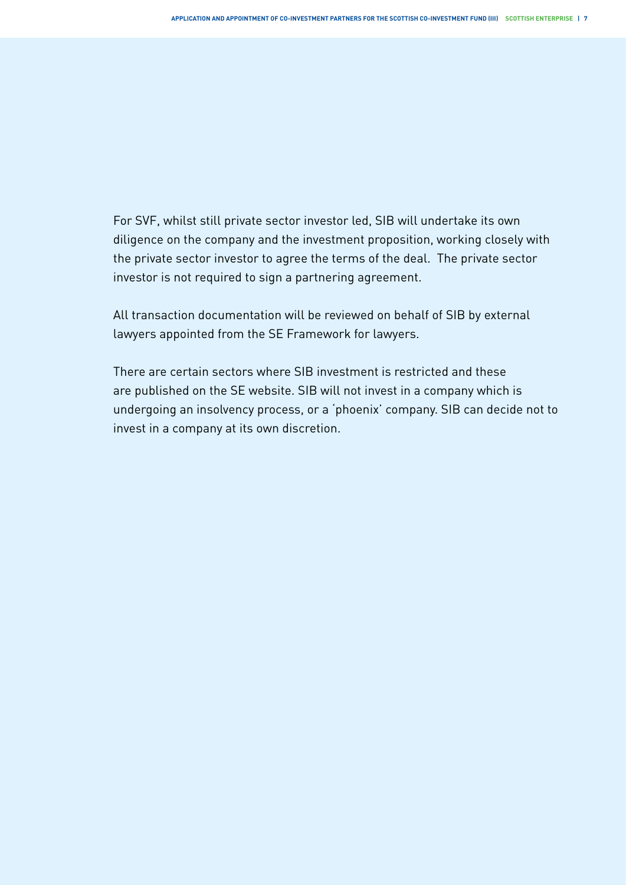For SVF, whilst still private sector investor led, SIB will undertake its own diligence on the company and the investment proposition, working closely with the private sector investor to agree the terms of the deal. The private sector investor is not required to sign a partnering agreement.

All transaction documentation will be reviewed on behalf of SIB by external lawyers appointed from the SE Framework for lawyers.

There are certain sectors where SIB investment is restricted and these are published on the SE website. SIB will not invest in a company which is undergoing an insolvency process, or a 'phoenix' company. SIB can decide not to invest in a company at its own discretion.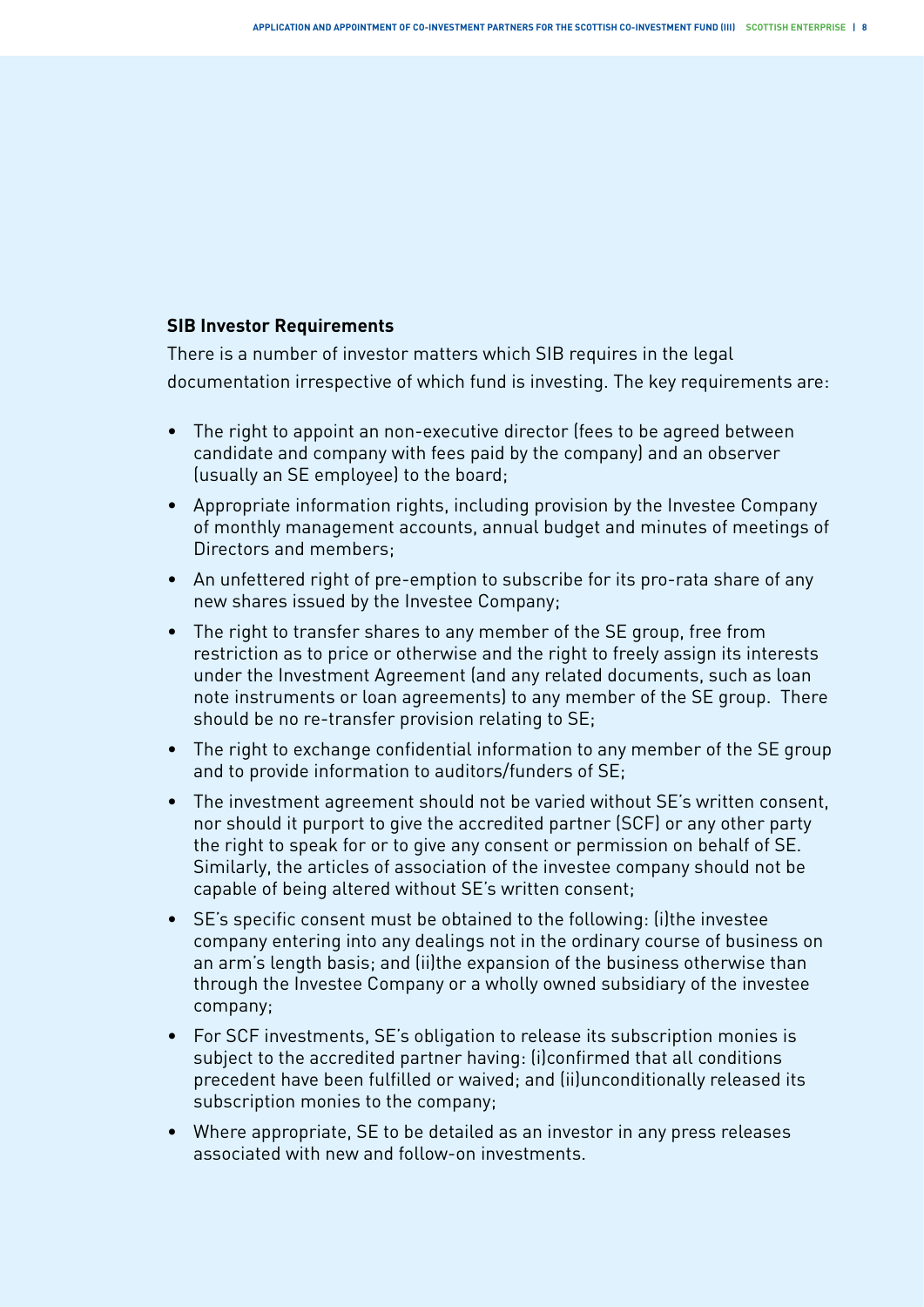**SIB Investor Requirements**

There is a number of investor matters which SIB requires in the legal documentation irrespective of which fund is investing. The key requirements are:

- The right to appoint an non-executive director (fees to be agreed between candidate and company with fees paid by the company) and an observer (usually an SE employee) to the board;
- Appropriate information rights, including provision by the Investee Company of monthly management accounts, annual budget and minutes of meetings of Directors and members;
- An unfettered right of pre-emption to subscribe for its pro-rata share of any new shares issued by the Investee Company;
- The right to transfer shares to any member of the SE group, free from restriction as to price or otherwise and the right to freely assign its interests under the Investment Agreement (and any related documents, such as loan note instruments or loan agreements) to any member of the SE group. There should be no re-transfer provision relating to SE;
- The right to exchange confidential information to any member of the SE group and to provide information to auditors/funders of SE;
- The investment agreement should not be varied without SE's written consent, nor should it purport to give the accredited partner (SCF) or any other party the right to speak for or to give any consent or permission on behalf of SE. Similarly, the articles of association of the investee company should not be capable of being altered without SE's written consent;
- SE's specific consent must be obtained to the following: (i)the investee company entering into any dealings not in the ordinary course of business on an arm's length basis; and (ii)the expansion of the business otherwise than through the Investee Company or a wholly owned subsidiary of the investee company;
- For SCF investments, SE's obligation to release its subscription monies is subject to the accredited partner having: (i)confirmed that all conditions precedent have been fulfilled or waived; and (ii)unconditionally released its subscription monies to the company;
- Where appropriate, SE to be detailed as an investor in any press releases associated with new and follow-on investments.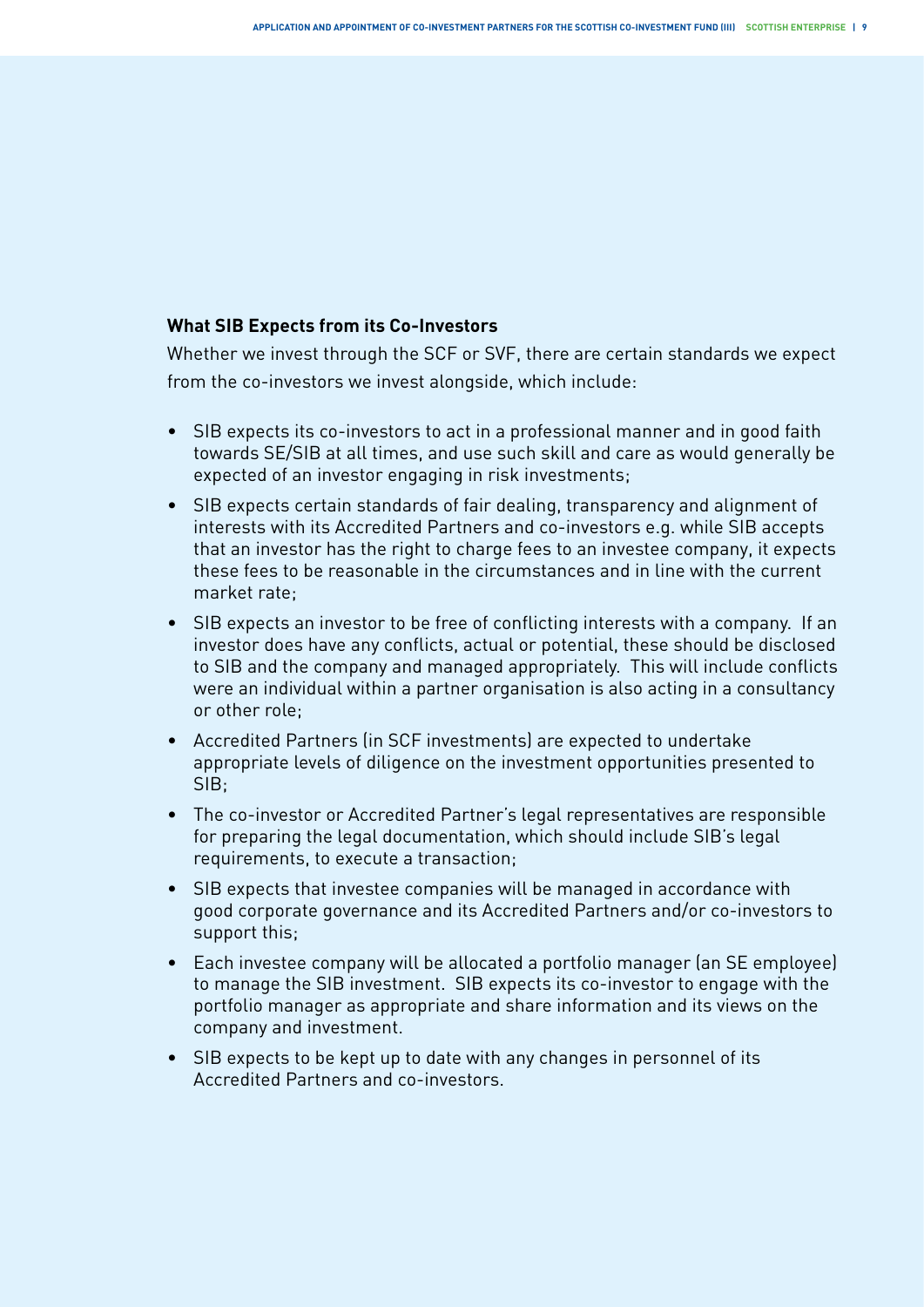**What SIB Expects from its Co-Investors**

Whether we invest through the SCF or SVF, there are certain standards we expect from the co-investors we invest alongside, which include:

- SIB expects its co-investors to act in a professional manner and in good faith towards SE/SIB at all times, and use such skill and care as would generally be expected of an investor engaging in risk investments;
- SIB expects certain standards of fair dealing, transparency and alignment of interests with its Accredited Partners and co-investors e.g. while SIB accepts that an investor has the right to charge fees to an investee company, it expects these fees to be reasonable in the circumstances and in line with the current market rate;
- SIB expects an investor to be free of conflicting interests with a company. If an investor does have any conflicts, actual or potential, these should be disclosed to SIB and the company and managed appropriately. This will include conflicts were an individual within a partner organisation is also acting in a consultancy or other role;
- Accredited Partners (in SCF investments) are expected to undertake appropriate levels of diligence on the investment opportunities presented to SIB;
- The co-investor or Accredited Partner's legal representatives are responsible for preparing the legal documentation, which should include SIB's legal requirements, to execute a transaction;
- SIB expects that investee companies will be managed in accordance with good corporate governance and its Accredited Partners and/or co-investors to support this;
- Each investee company will be allocated a portfolio manager (an SE employee) to manage the SIB investment. SIB expects its co-investor to engage with the portfolio manager as appropriate and share information and its views on the company and investment.
- SIB expects to be kept up to date with any changes in personnel of its Accredited Partners and co-investors.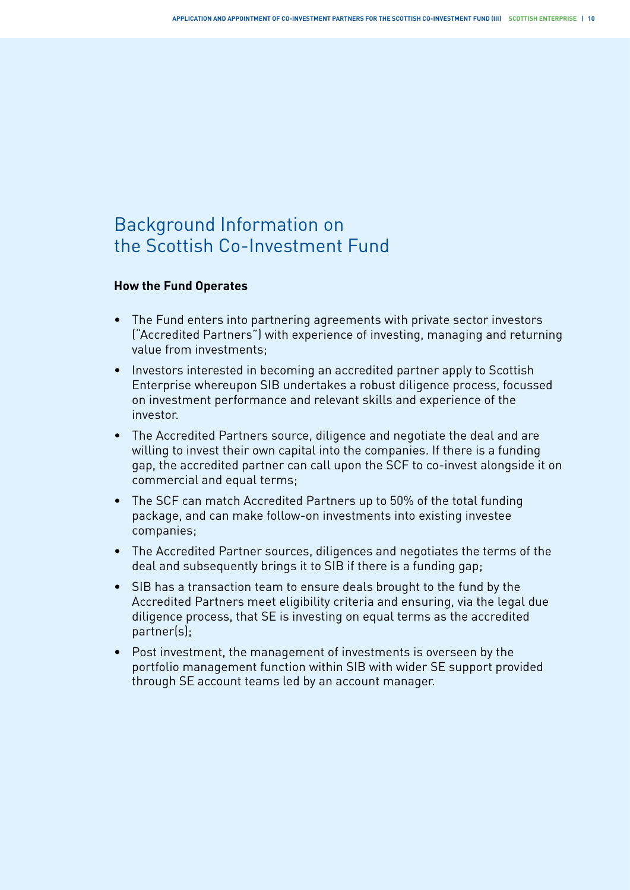# Background Information on the Scottish Co-Investment Fund

**How the Fund Operates**

- The Fund enters into partnering agreements with private sector investors ("Accredited Partners") with experience of investing, managing and returning value from investments;
- Investors interested in becoming an accredited partner apply to Scottish Enterprise whereupon SIB undertakes a robust diligence process, focussed on investment performance and relevant skills and experience of the investor.
- The Accredited Partners source, diligence and negotiate the deal and are willing to invest their own capital into the companies. If there is a funding gap, the accredited partner can call upon the SCF to co-invest alongside it on commercial and equal terms;
- The SCF can match Accredited Partners up to 50% of the total funding package, and can make follow-on investments into existing investee companies;
- The Accredited Partner sources, diligences and negotiates the terms of the deal and subsequently brings it to SIB if there is a funding gap;
- SIB has a transaction team to ensure deals brought to the fund by the Accredited Partners meet eligibility criteria and ensuring, via the legal due diligence process, that SE is investing on equal terms as the accredited partner(s);
- Post investment, the management of investments is overseen by the portfolio management function within SIB with wider SE support provided through SE account teams led by an account manager.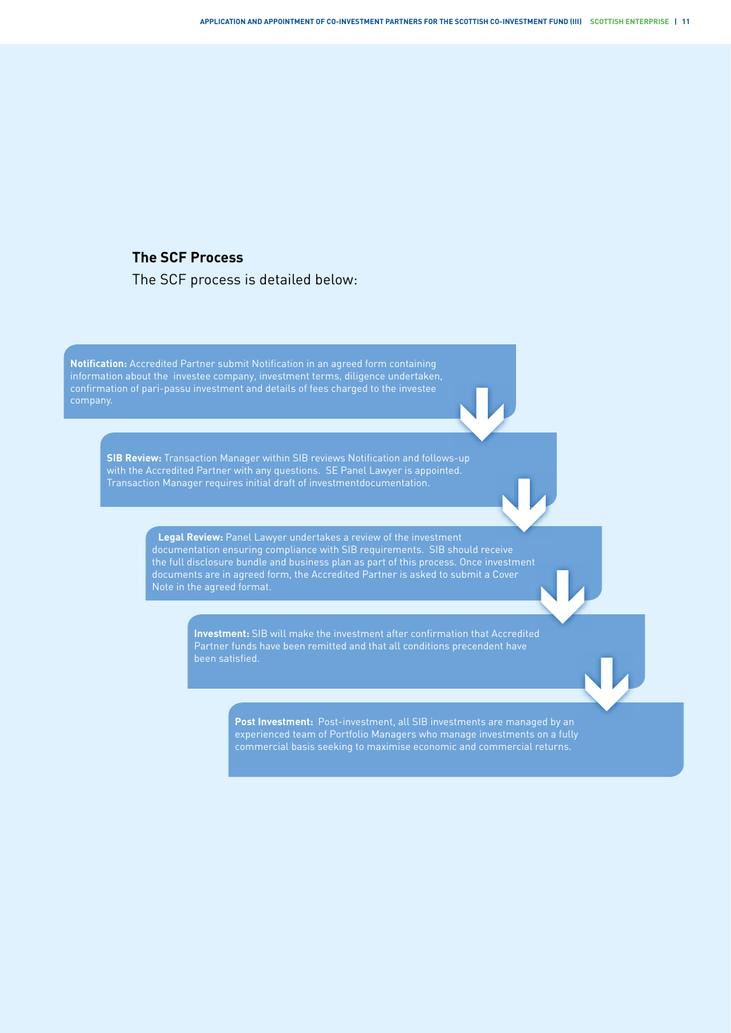## The SCF Process

The SCF process is detailed below:

**Notification:** Accredited Partner submit Notification in an agreed form containing information about the investee company, investment terms, diligence undertaken, confirmation of pari-passu investment and details of fees charged to the investee company.

**SIB Review:** Transaction Manager within SIB reviews Notification and follows-up with the Accredited Partner with any questions. SE Panel Lawyer is appointed. Transaction Manager requires initial draft of investmentdocumentation.

**Legal Review:** Panel Lawyer undertakes a review of the investment documentation ensuring compliance with SIB requirements. SIB should receive the full disclosure bundle and business plan as part of this process. Once investment documents are in agreed form, the Accredited Partner is asked to submit a Cover Note in the agreed format.

**Investment:** SIB will make the investment after confirmation that Accredited Partner funds have been remitted and that all conditions precendent have been satisfied.

**Post Investment:** Post-investment, all SIB investments are managed by an experienced team of Portfolio Managers who manage investments on a fully commercial basis seeking to maximise economic and commercial returns.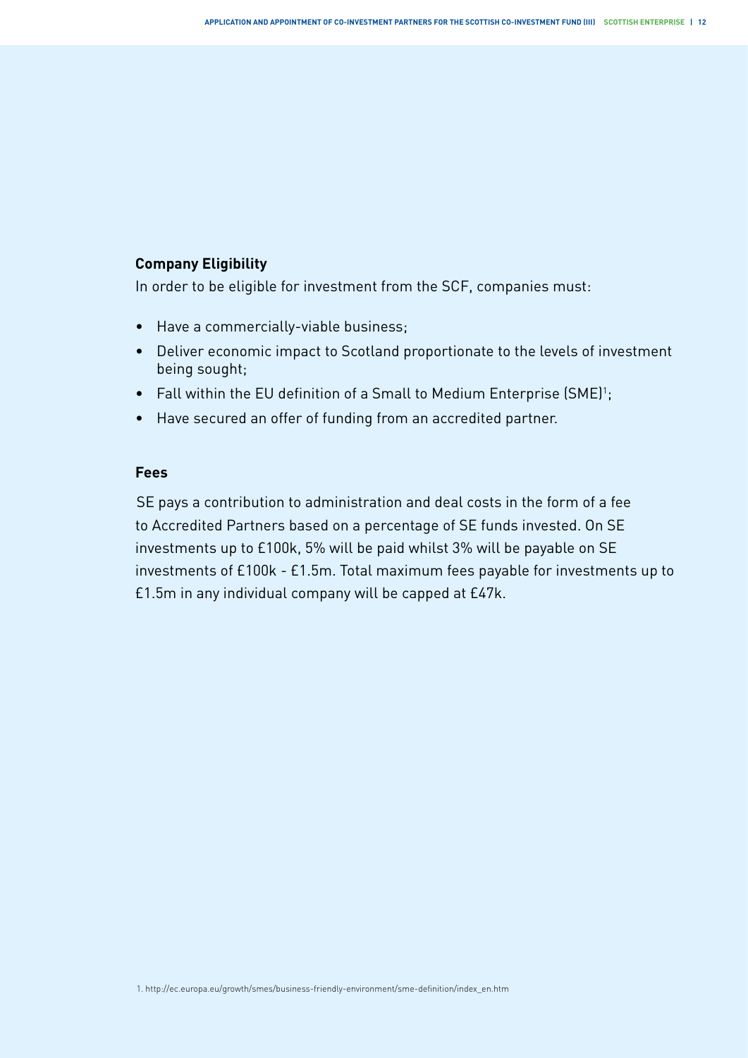**Company Eligibility**

In order to be eligible for investment from the SCF, companies must:

- Have a commercially-viable business;
- Deliver economic impact to Scotland proportionate to the levels of investment being sought;
- Fall within the EU definition of a Small to Medium Enterprise (SME)[1];
- Have secured an offer of funding from an accredited partner.

**Fees**

SE pays a contribution to administration and deal costs in the form of a fee to Accredited Partners based on a percentage of SE funds invested. On SE investments up to £100k, 5% will be paid whilst 3% will be payable on SE investments of £100k - £1.5m. Total maximum fees payable for investments up to £1.5m in any individual company will be capped at £47k.

1. http://ec.europa.eu/growth/smes/business-friendly-environment/sme-definition/index_en.htm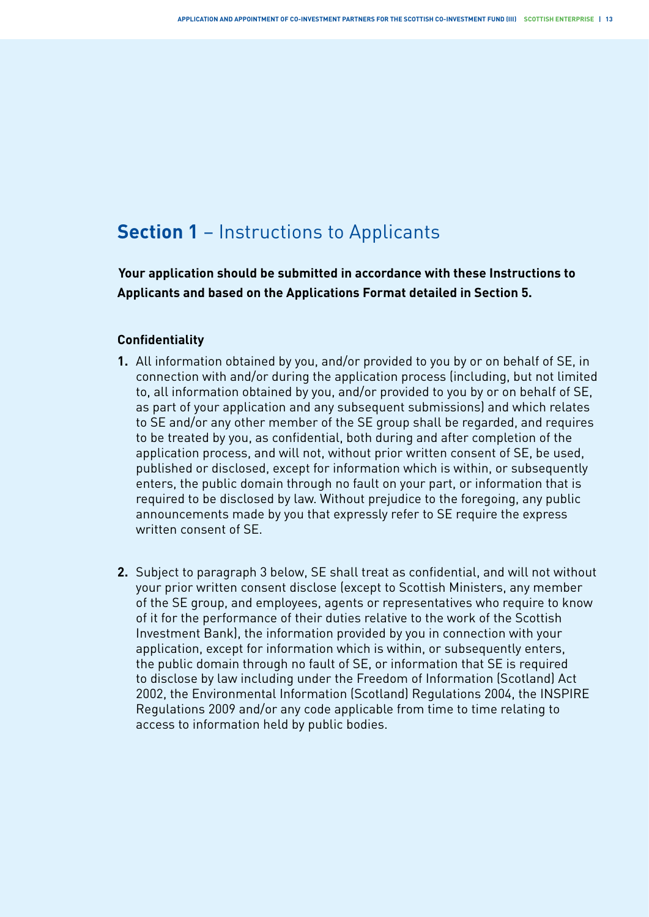# **Section 1** – Instructions to Applicants

**Your application should be submitted in accordance with these Instructions to Applicants and based on the Applications Format detailed in Section 5.**

### Confidentiality

1. All information obtained by you, and/or provided to you by or on behalf of SE, in connection with and/or during the application process (including, but not limited to, all information obtained by you, and/or provided to you by or on behalf of SE, as part of your application and any subsequent submissions) and which relates to SE and/or any other member of the SE group shall be regarded, and requires to be treated by you, as confidential, both during and after completion of the application process, and will not, without prior written consent of SE, be used, published or disclosed, except for information which is within, or subsequently enters, the public domain through no fault on your part, or information that is required to be disclosed by law. Without prejudice to the foregoing, any public announcements made by you that expressly refer to SE require the express written consent of SE.

2. Subject to paragraph 3 below, SE shall treat as confidential, and will not without your prior written consent disclose (except to Scottish Ministers, any member of the SE group, and employees, agents or representatives who require to know of it for the performance of their duties relative to the work of the Scottish Investment Bank), the information provided by you in connection with your application, except for information which is within, or subsequently enters, the public domain through no fault of SE, or information that SE is required to disclose by law including under the Freedom of Information (Scotland) Act 2002, the Environmental Information (Scotland) Regulations 2004, the INSPIRE Regulations 2009 and/or any code applicable from time to time relating to access to information held by public bodies.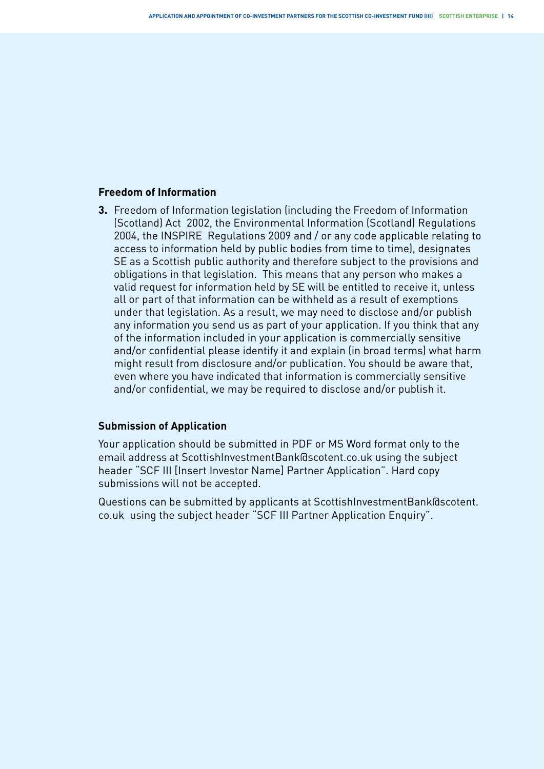## Freedom of Information

3. Freedom of Information legislation (including the Freedom of Information (Scotland) Act 2002, the Environmental Information (Scotland) Regulations 2004, the INSPIRE Regulations 2009 and / or any code applicable relating to access to information held by public bodies from time to time), designates SE as a Scottish public authority and therefore subject to the provisions and obligations in that legislation. This means that any person who makes a valid request for information held by SE will be entitled to receive it, unless all or part of that information can be withheld as a result of exemptions under that legislation. As a result, we may need to disclose and/or publish any information you send us as part of your application. If you think that any of the information included in your application is commercially sensitive and/or confidential please identify it and explain (in broad terms) what harm might result from disclosure and/or publication. You should be aware that, even where you have indicated that information is commercially sensitive and/or confidential, we may be required to disclose and/or publish it.

## Submission of Application

Your application should be submitted in PDF or MS Word format only to the email address at ScottishInvestmentBank@scotent.co.uk using the subject header "SCF III [Insert Investor Name] Partner Application". Hard copy submissions will not be accepted.

Questions can be submitted by applicants at ScottishInvestmentBank@scotent.co.uk using the subject header "SCF III Partner Application Enquiry".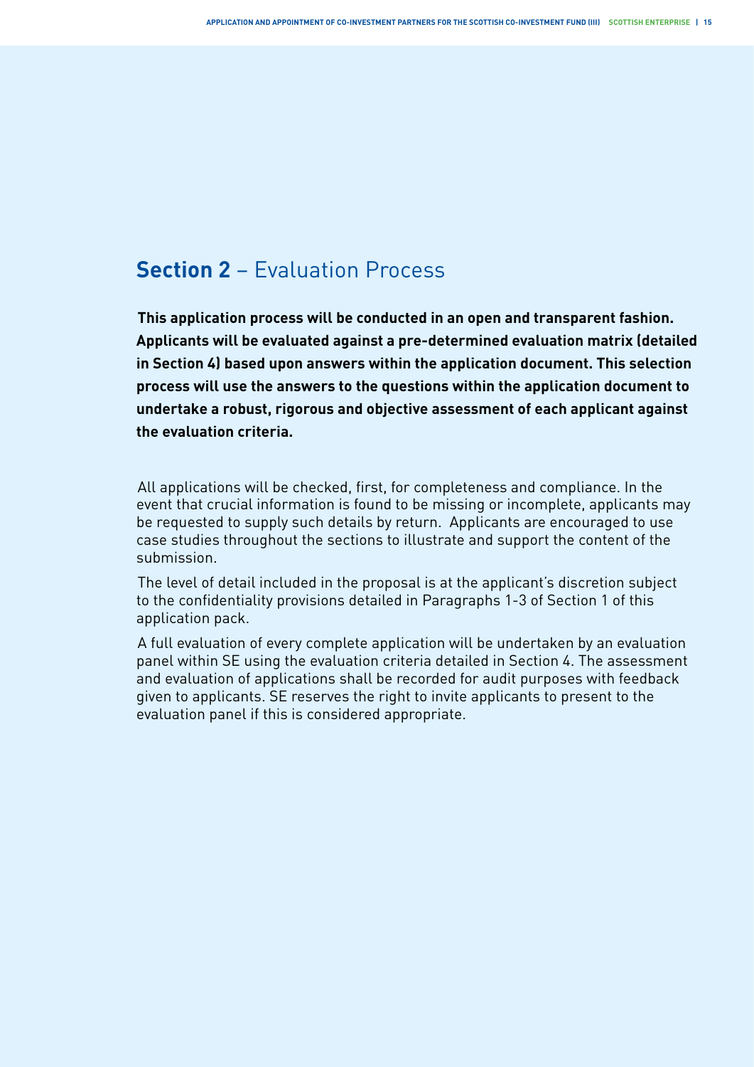## **Section 2** – Evaluation Process

**This application process will be conducted in an open and transparent fashion. Applicants will be evaluated against a pre-determined evaluation matrix (detailed in Section 4) based upon answers within the application document. This selection process will use the answers to the questions within the application document to undertake a robust, rigorous and objective assessment of each applicant against the evaluation criteria.**

All applications will be checked, first, for completeness and compliance. In the event that crucial information is found to be missing or incomplete, applicants may be requested to supply such details by return. Applicants are encouraged to use case studies throughout the sections to illustrate and support the content of the submission.

The level of detail included in the proposal is at the applicant's discretion subject to the confidentiality provisions detailed in Paragraphs 1-3 of Section 1 of this application pack.

A full evaluation of every complete application will be undertaken by an evaluation panel within SE using the evaluation criteria detailed in Section 4. The assessment and evaluation of applications shall be recorded for audit purposes with feedback given to applicants. SE reserves the right to invite applicants to present to the evaluation panel if this is considered appropriate.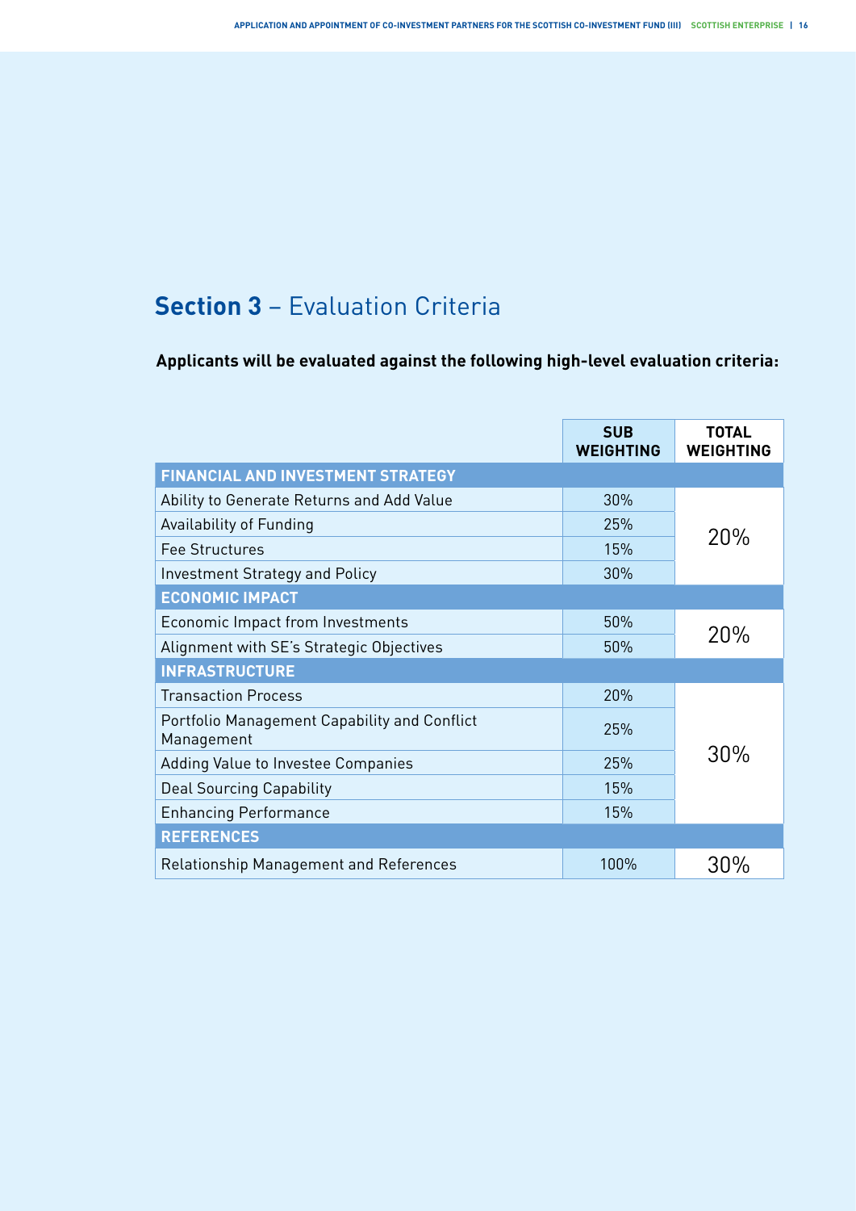# **Section 3** – Evaluation Criteria

**Applicants will be evaluated against the following high-level evaluation criteria:**

| | SUB WEIGHTING | TOTAL WEIGHTING |
|---|---|---|
| **FINANCIAL AND INVESTMENT STRATEGY** | | |
| Ability to Generate Returns and Add Value | 30% | 20% |
| Availability of Funding | 25% | |
| Fee Structures | 15% | |
| Investment Strategy and Policy | 30% | |
| **ECONOMIC IMPACT** | | |
| Economic Impact from Investments | 50% | 20% |
| Alignment with SE's Strategic Objectives | 50% | |
| **INFRASTRUCTURE** | | |
| Transaction Process | 20% | 30% |
| Portfolio Management Capability and Conflict Management | 25% | |
| Adding Value to Investee Companies | 25% | |
| Deal Sourcing Capability | 15% | |
| Enhancing Performance | 15% | |
| **REFERENCES** | | |
| Relationship Management and References | 100% | 30% |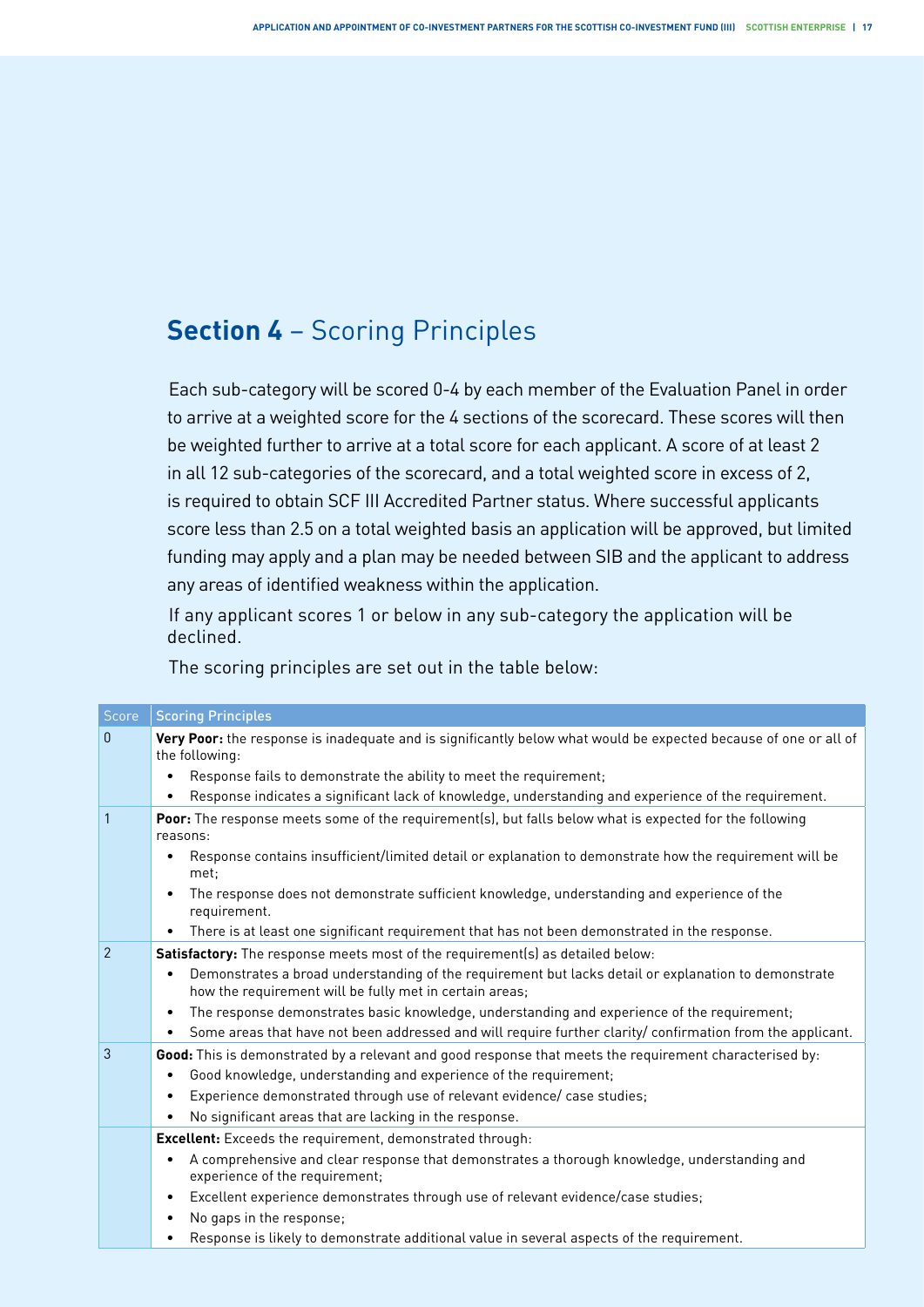## **Section 4** – Scoring Principles

Each sub-category will be scored 0-4 by each member of the Evaluation Panel in order to arrive at a weighted score for the 4 sections of the scorecard. These scores will then be weighted further to arrive at a total score for each applicant. A score of at least 2 in all 12 sub-categories of the scorecard, and a total weighted score in excess of 2, is required to obtain SCF III Accredited Partner status. Where successful applicants score less than 2.5 on a total weighted basis an application will be approved, but limited funding may apply and a plan may be needed between SIB and the applicant to address any areas of identified weakness within the application.

If any applicant scores 1 or below in any sub-category the application will be declined.

The scoring principles are set out in the table below:

| Score | Scoring Principles |
|---|---|
| 0 | **Very Poor:** the response is inadequate and is significantly below what would be expected because of one or all of the following:<br>• Response fails to demonstrate the ability to meet the requirement;<br>• Response indicates a significant lack of knowledge, understanding and experience of the requirement. |
| 1 | **Poor:** The response meets some of the requirement(s), but falls below what is expected for the following reasons:<br>• Response contains insufficient/limited detail or explanation to demonstrate how the requirement will be met;<br>• The response does not demonstrate sufficient knowledge, understanding and experience of the requirement.<br>• There is at least one significant requirement that has not been demonstrated in the response. |
| 2 | **Satisfactory:** The response meets most of the requirement(s) as detailed below:<br>• Demonstrates a broad understanding of the requirement but lacks detail or explanation to demonstrate how the requirement will be fully met in certain areas;<br>• The response demonstrates basic knowledge, understanding and experience of the requirement;<br>• Some areas that have not been addressed and will require further clarity/ confirmation from the applicant. |
| 3 | **Good:** This is demonstrated by a relevant and good response that meets the requirement characterised by:<br>• Good knowledge, understanding and experience of the requirement;<br>• Experience demonstrated through use of relevant evidence/ case studies;<br>• No significant areas that are lacking in the response. |
| | **Excellent:** Exceeds the requirement, demonstrated through:<br>• A comprehensive and clear response that demonstrates a thorough knowledge, understanding and experience of the requirement;<br>• Excellent experience demonstrates through use of relevant evidence/case studies;<br>• No gaps in the response;<br>• Response is likely to demonstrate additional value in several aspects of the requirement. |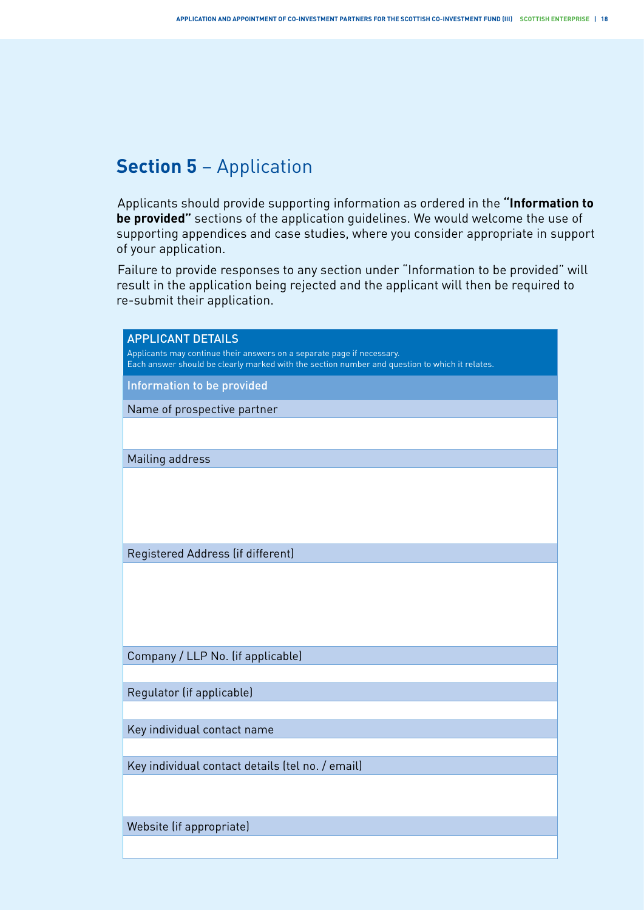## **Section 5** – Application

Applicants should provide supporting information as ordered in the **"Information to be provided"** sections of the application guidelines. We would welcome the use of supporting appendices and case studies, where you consider appropriate in support of your application.

Failure to provide responses to any section under "Information to be provided" will result in the application being rejected and the applicant will then be required to re-submit their application.

| APPLICANT DETAILS<br>Applicants may continue their answers on a separate page if necessary.<br>Each answer should be clearly marked with the section number and question to which it relates. |
|---|
| Information to be provided |
| Name of prospective partner |
| |
| Mailing address |
| |
| Registered Address (if different) |
| |
| Company / LLP No. (if applicable) |
| |
| Regulator (if applicable) |
| |
| Key individual contact name |
| |
| Key individual contact details (tel no. / email) |
| |
| Website (if appropriate) |
| |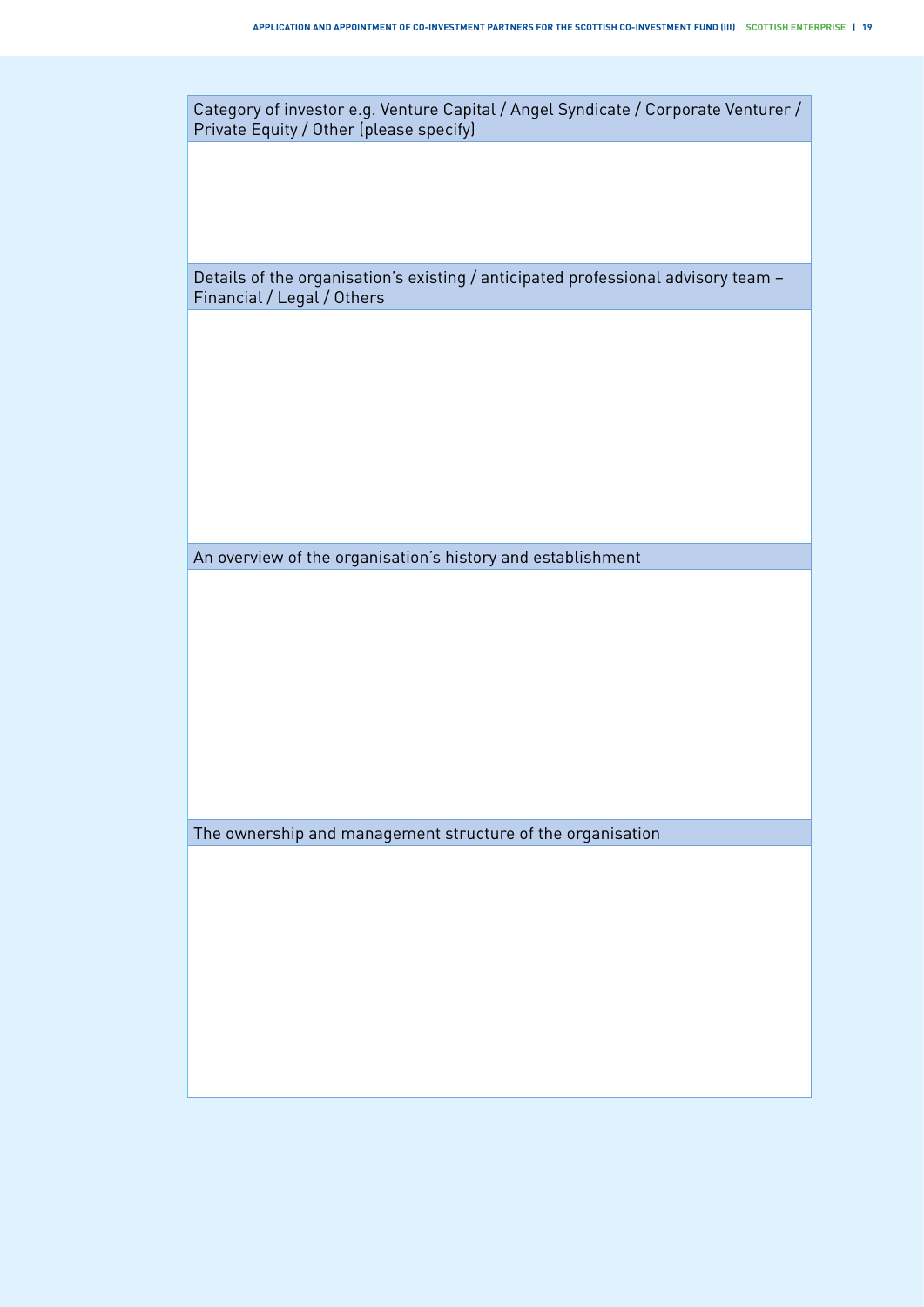| Category of investor e.g. Venture Capital / Angel Syndicate / Corporate Venturer / Private Equity / Other (please specify) |
| --- |
| |

| Details of the organisation's existing / anticipated professional advisory team – Financial / Legal / Others |
| --- |
| |

| An overview of the organisation's history and establishment |
| --- |
| |

| The ownership and management structure of the organisation |
| --- |
| |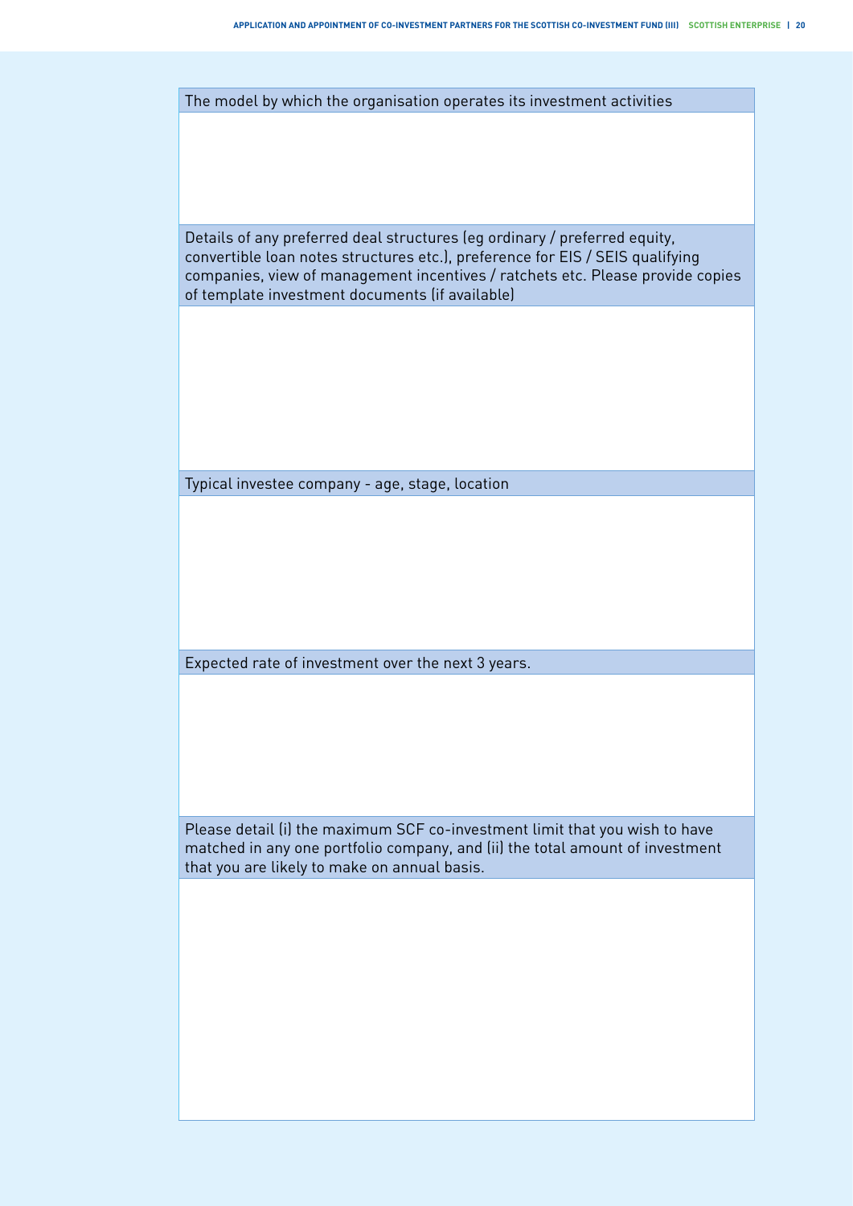| The model by which the organisation operates its investment activities |
| --- |
| |
| **Details of any preferred deal structures (eg ordinary / preferred equity, convertible loan notes structures etc.), preference for EIS / SEIS qualifying companies, view of management incentives / ratchets etc. Please provide copies of template investment documents (if available)** |
| |
| **Typical investee company - age, stage, location** |
| |
| **Expected rate of investment over the next 3 years.** |
| |
| **Please detail (i) the maximum SCF co-investment limit that you wish to have matched in any one portfolio company, and (ii) the total amount of investment that you are likely to make on annual basis.** |
| |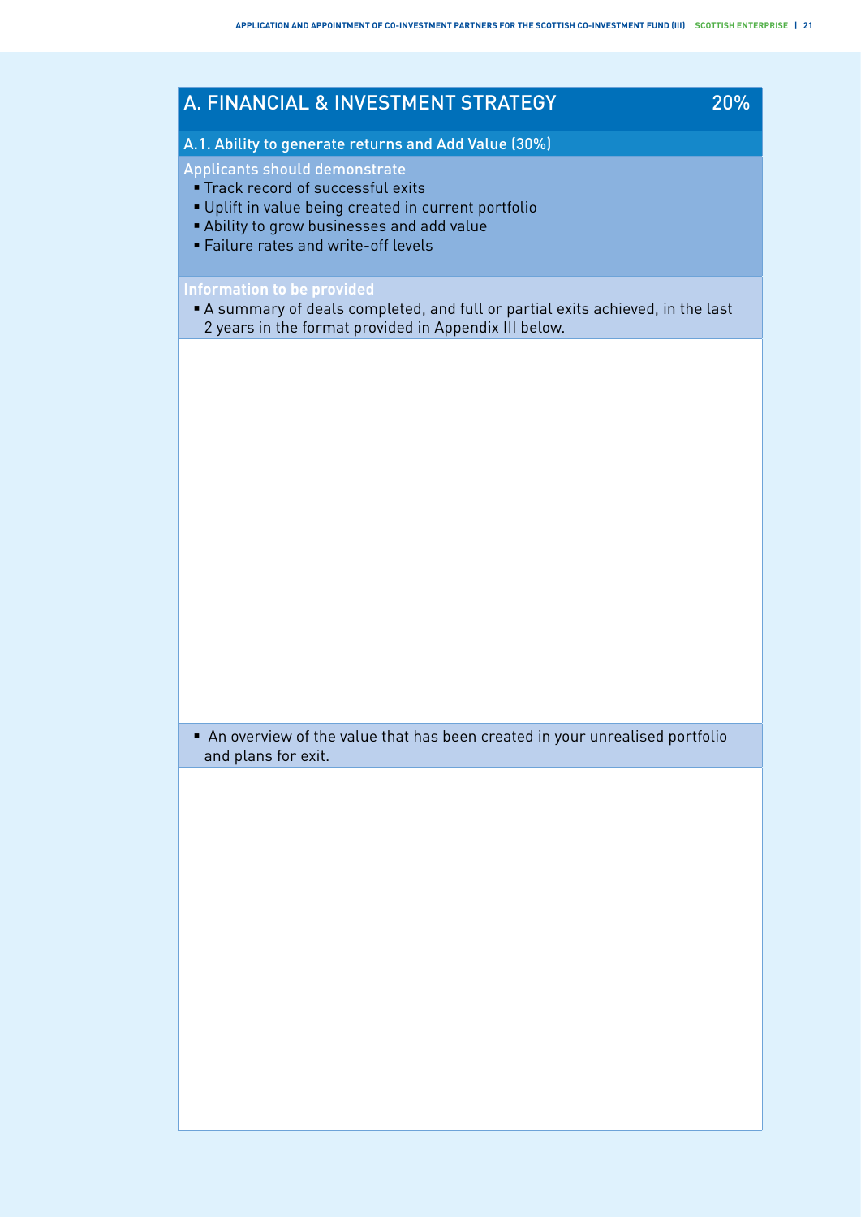## A. FINANCIAL & INVESTMENT STRATEGY — 20%

### A.1. Ability to generate returns and Add Value (30%)

**Applicants should demonstrate**

- Track record of successful exits
- Uplift in value being created in current portfolio
- Ability to grow businesses and add value
- Failure rates and write-off levels

**Information to be provided**

- A summary of deals completed, and full or partial exits achieved, in the last 2 years in the format provided in Appendix III below.

- An overview of the value that has been created in your unrealised portfolio and plans for exit.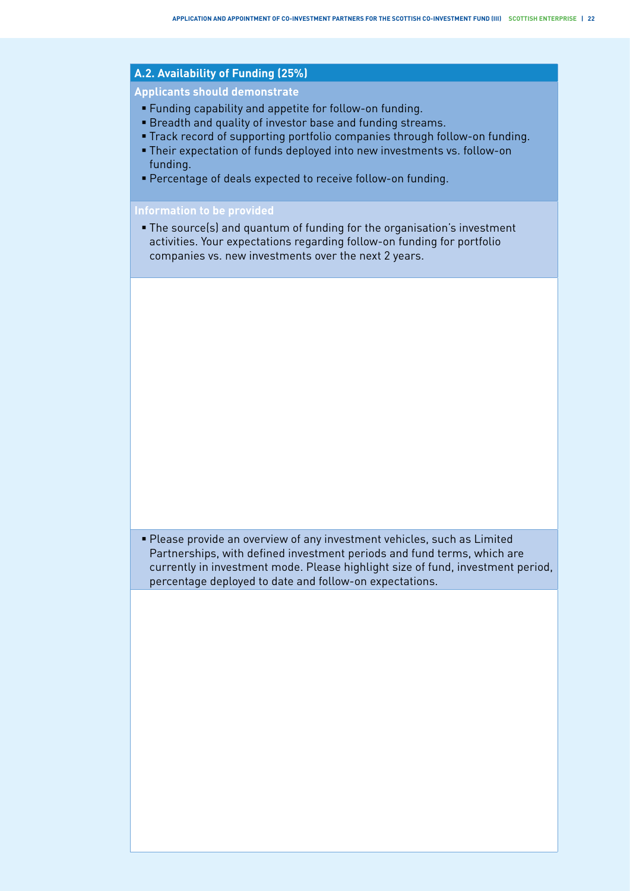## A.2. Availability of Funding (25%)

**Applicants should demonstrate**

- Funding capability and appetite for follow-on funding.
- Breadth and quality of investor base and funding streams.
- Track record of supporting portfolio companies through follow-on funding.
- Their expectation of funds deployed into new investments vs. follow-on funding.
- Percentage of deals expected to receive follow-on funding.

**Information to be provided**

- The source(s) and quantum of funding for the organisation's investment activities. Your expectations regarding follow-on funding for portfolio companies vs. new investments over the next 2 years.

- Please provide an overview of any investment vehicles, such as Limited Partnerships, with defined investment periods and fund terms, which are currently in investment mode. Please highlight size of fund, investment period, percentage deployed to date and follow-on expectations.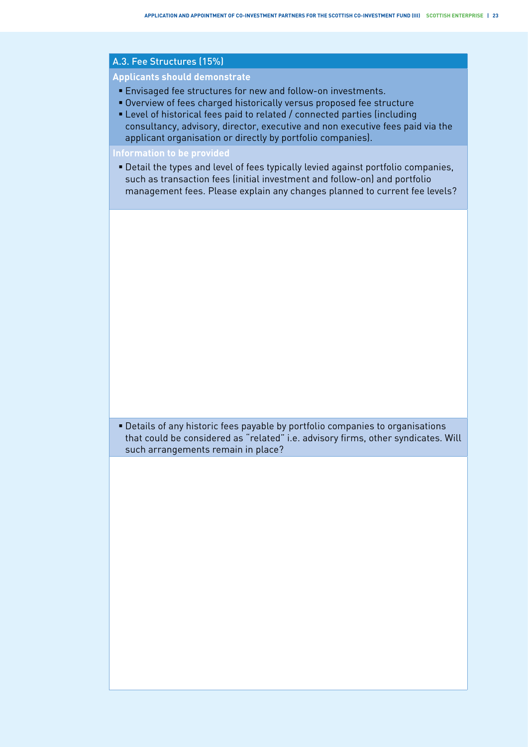## A.3. Fee Structures (15%)

**Applicants should demonstrate**

- Envisaged fee structures for new and follow-on investments.
- Overview of fees charged historically versus proposed fee structure
- Level of historical fees paid to related / connected parties (including consultancy, advisory, director, executive and non executive fees paid via the applicant organisation or directly by portfolio companies).

**Information to be provided**

- Detail the types and level of fees typically levied against portfolio companies, such as transaction fees (initial investment and follow-on) and portfolio management fees. Please explain any changes planned to current fee levels?

- Details of any historic fees payable by portfolio companies to organisations that could be considered as "related" i.e. advisory firms, other syndicates. Will such arrangements remain in place?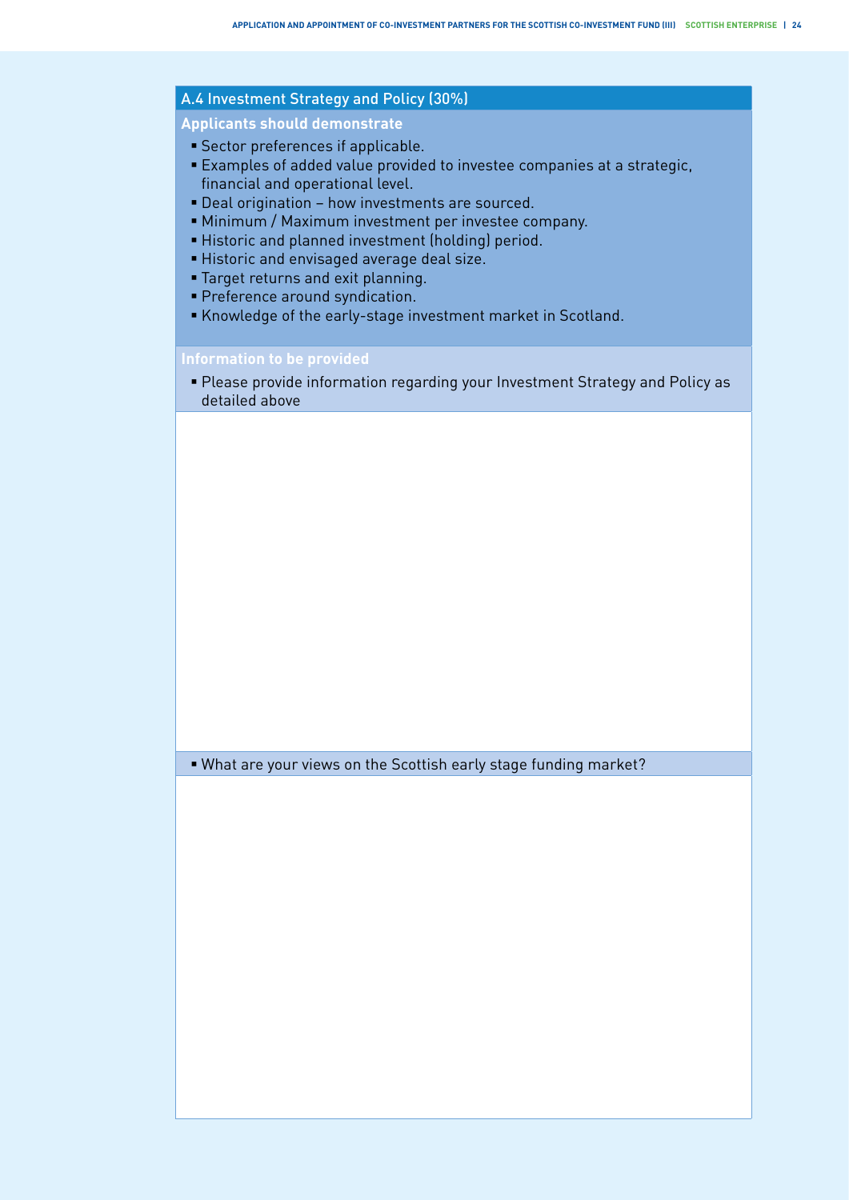## A.4 Investment Strategy and Policy (30%)

**Applicants should demonstrate**

- Sector preferences if applicable.
- Examples of added value provided to investee companies at a strategic, financial and operational level.
- Deal origination – how investments are sourced.
- Minimum / Maximum investment per investee company.
- Historic and planned investment (holding) period.
- Historic and envisaged average deal size.
- Target returns and exit planning.
- Preference around syndication.
- Knowledge of the early-stage investment market in Scotland.

**Information to be provided**

- Please provide information regarding your Investment Strategy and Policy as detailed above

- What are your views on the Scottish early stage funding market?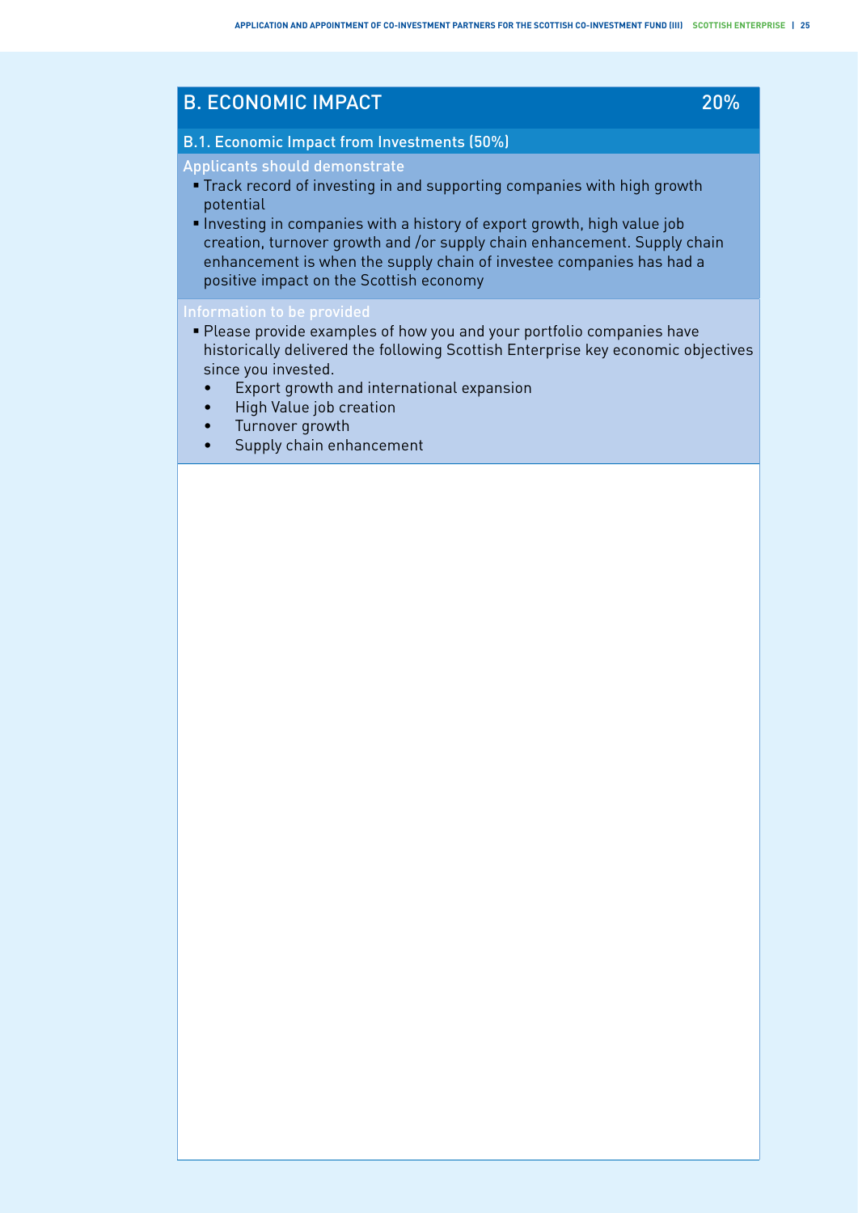## B. ECONOMIC IMPACT 20%

### B.1. Economic Impact from Investments (50%)

Applicants should demonstrate

- Track record of investing in and supporting companies with high growth potential
- Investing in companies with a history of export growth, high value job creation, turnover growth and /or supply chain enhancement. Supply chain enhancement is when the supply chain of investee companies has had a positive impact on the Scottish economy

Information to be provided

- Please provide examples of how you and your portfolio companies have historically delivered the following Scottish Enterprise key economic objectives since you invested.
  - Export growth and international expansion
  - High Value job creation
  - Turnover growth
  - Supply chain enhancement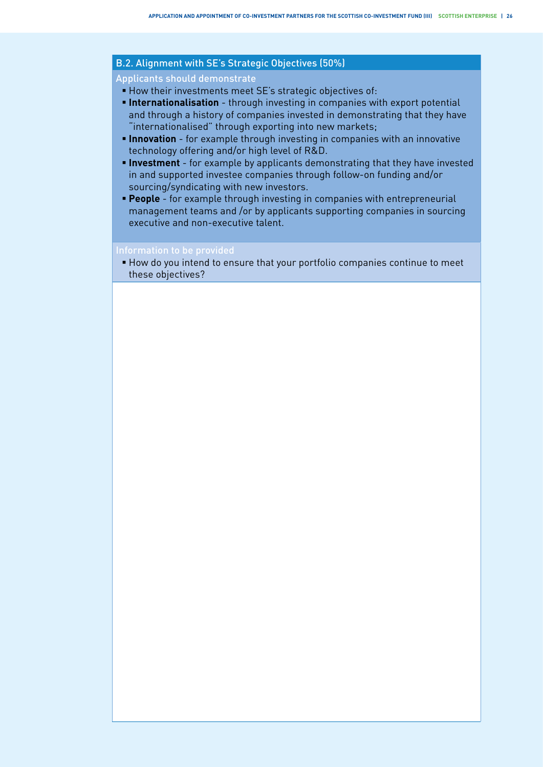## B.2. Alignment with SE's Strategic Objectives (50%)

### Applicants should demonstrate

- How their investments meet SE's strategic objectives of:
- **Internationalisation** - through investing in companies with export potential and through a history of companies invested in demonstrating that they have "internationalised" through exporting into new markets;
- **Innovation** - for example through investing in companies with an innovative technology offering and/or high level of R&D.
- **Investment** - for example by applicants demonstrating that they have invested in and supported investee companies through follow-on funding and/or sourcing/syndicating with new investors.
- **People** - for example through investing in companies with entrepreneurial management teams and /or by applicants supporting companies in sourcing executive and non-executive talent.

### Information to be provided

- How do you intend to ensure that your portfolio companies continue to meet these objectives?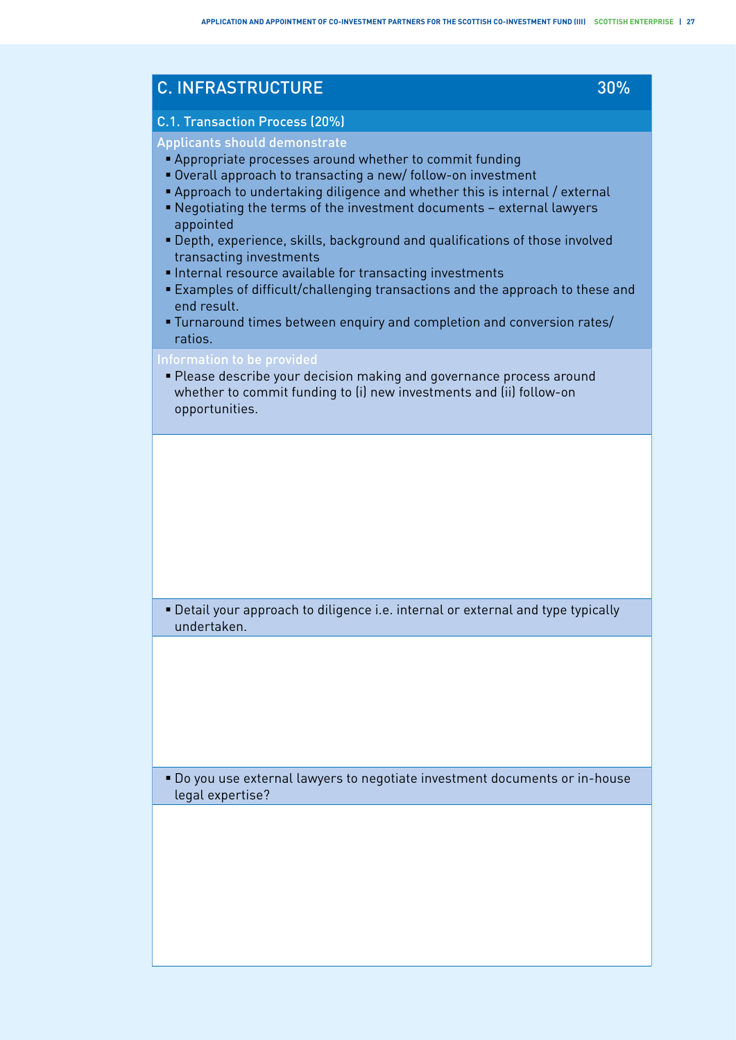## C. INFRASTRUCTURE 30%

### C.1. Transaction Process (20%)

**Applicants should demonstrate**

- Appropriate processes around whether to commit funding
- Overall approach to transacting a new/ follow-on investment
- Approach to undertaking diligence and whether this is internal / external
- Negotiating the terms of the investment documents – external lawyers appointed
- Depth, experience, skills, background and qualifications of those involved transacting investments
- Internal resource available for transacting investments
- Examples of difficult/challenging transactions and the approach to these and end result.
- Turnaround times between enquiry and completion and conversion rates/ ratios.

**Information to be provided**

- Please describe your decision making and governance process around whether to commit funding to (i) new investments and (ii) follow-on opportunities.

- Detail your approach to diligence i.e. internal or external and type typically undertaken.

- Do you use external lawyers to negotiate investment documents or in-house legal expertise?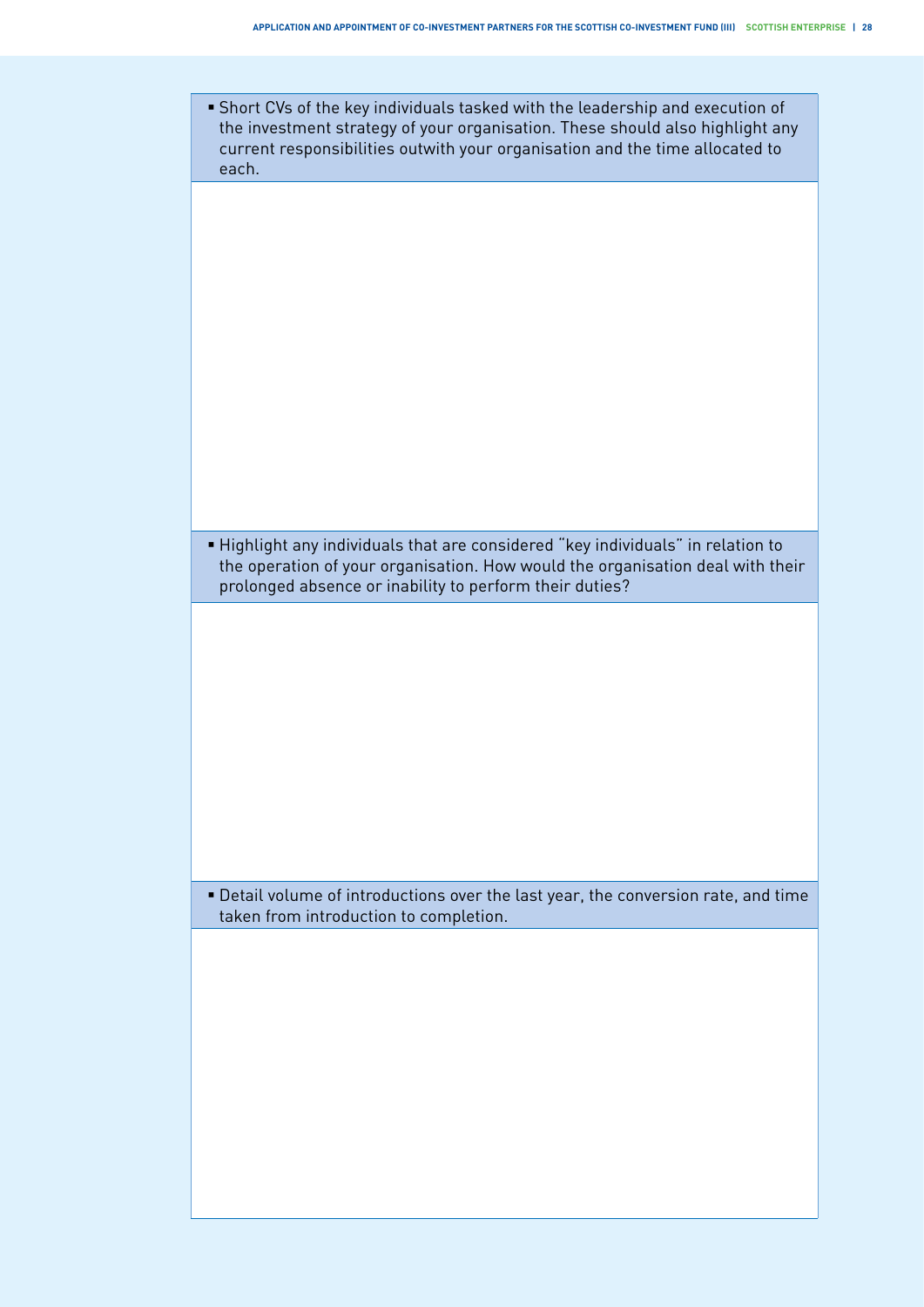- Short CVs of the key individuals tasked with the leadership and execution of the investment strategy of your organisation. These should also highlight any current responsibilities outwith your organisation and the time allocated to each.

- Highlight any individuals that are considered "key individuals" in relation to the operation of your organisation. How would the organisation deal with their prolonged absence or inability to perform their duties?

- Detail volume of introductions over the last year, the conversion rate, and time taken from introduction to completion.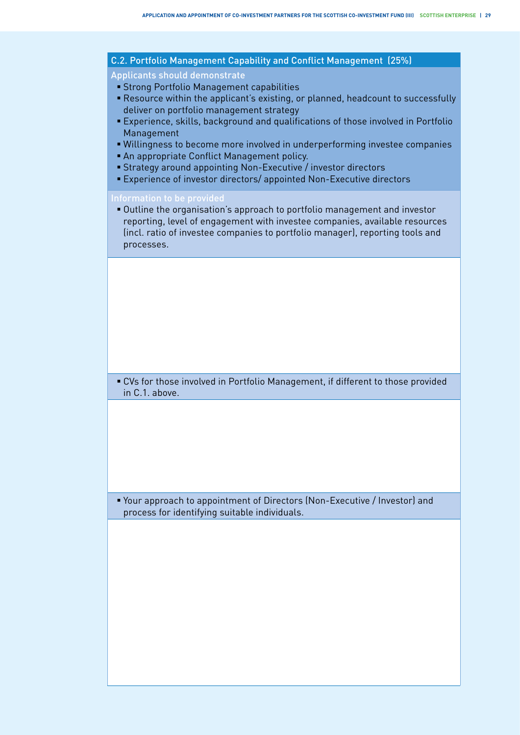## C.2. Portfolio Management Capability and Conflict Management (25%)

**Applicants should demonstrate**

- Strong Portfolio Management capabilities
- Resource within the applicant's existing, or planned, headcount to successfully deliver on portfolio management strategy
- Experience, skills, background and qualifications of those involved in Portfolio Management
- Willingness to become more involved in underperforming investee companies
- An appropriate Conflict Management policy.
- Strategy around appointing Non-Executive / investor directors
- Experience of investor directors/ appointed Non-Executive directors

**Information to be provided**

- Outline the organisation's approach to portfolio management and investor reporting, level of engagement with investee companies, available resources (incl. ratio of investee companies to portfolio manager), reporting tools and processes.

- CVs for those involved in Portfolio Management, if different to those provided in C.1. above.

- Your approach to appointment of Directors (Non-Executive / Investor) and process for identifying suitable individuals.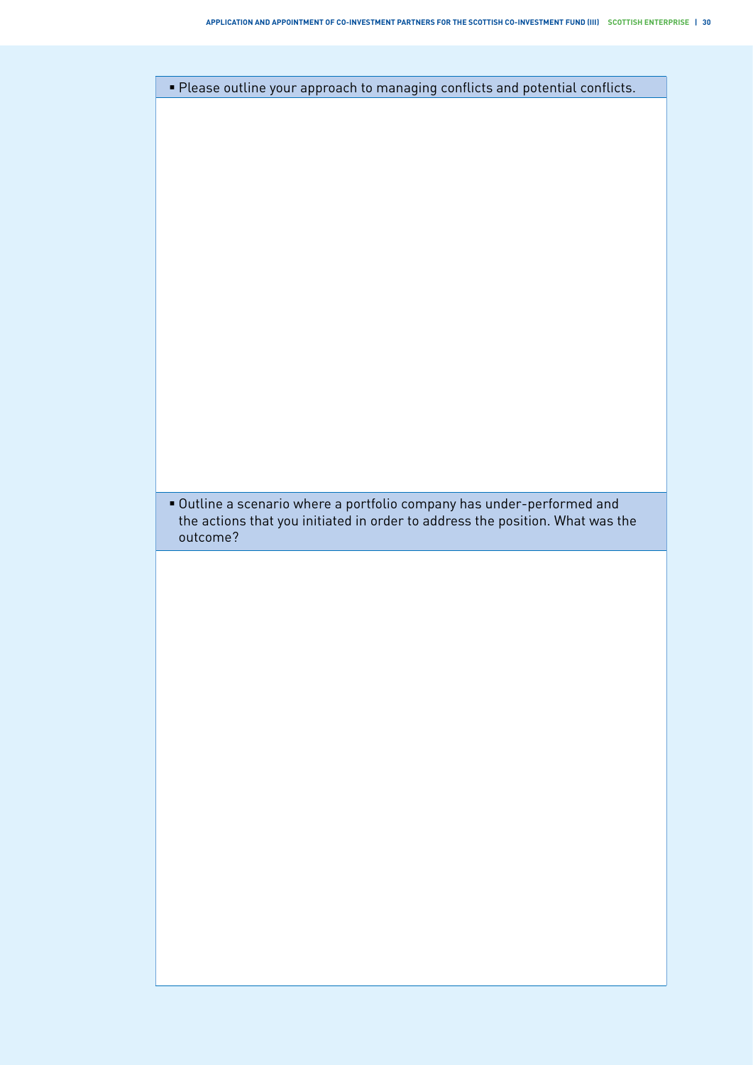- Please outline your approach to managing conflicts and potential conflicts.

- Outline a scenario where a portfolio company has under-performed and the actions that you initiated in order to address the position. What was the outcome?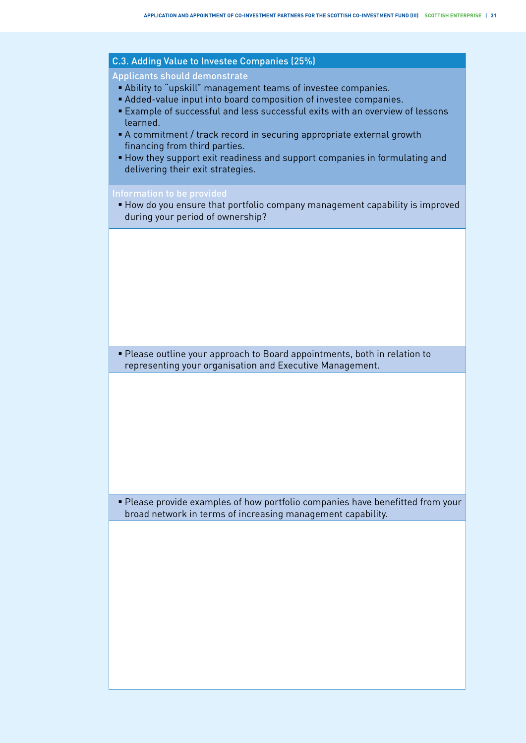## C.3. Adding Value to Investee Companies (25%)

Applicants should demonstrate

- Ability to "upskill" management teams of investee companies.
- Added-value input into board composition of investee companies.
- Example of successful and less successful exits with an overview of lessons learned.
- A commitment / track record in securing appropriate external growth financing from third parties.
- How they support exit readiness and support companies in formulating and delivering their exit strategies.

Information to be provided

- How do you ensure that portfolio company management capability is improved during your period of ownership?

- Please outline your approach to Board appointments, both in relation to representing your organisation and Executive Management.

- Please provide examples of how portfolio companies have benefitted from your broad network in terms of increasing management capability.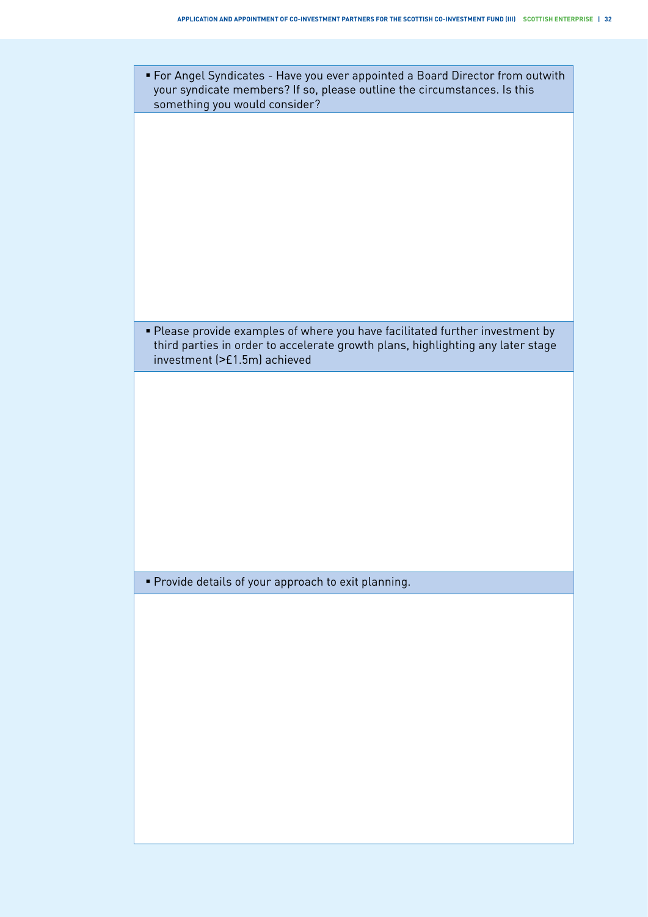- For Angel Syndicates - Have you ever appointed a Board Director from outwith your syndicate members? If so, please outline the circumstances. Is this something you would consider?

- Please provide examples of where you have facilitated further investment by third parties in order to accelerate growth plans, highlighting any later stage investment (>£1.5m) achieved

- Provide details of your approach to exit planning.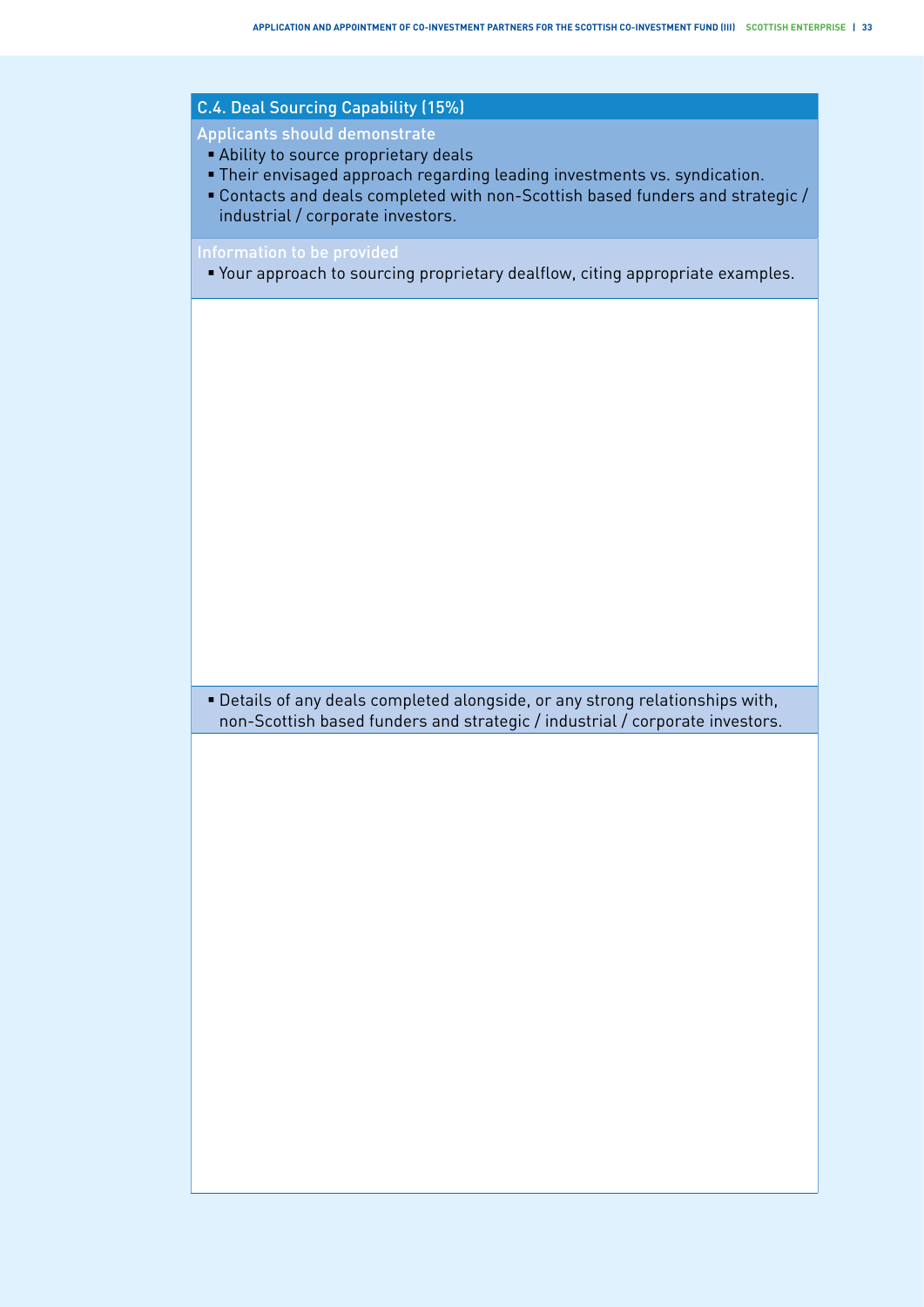## C.4. Deal Sourcing Capability (15%)

Applicants should demonstrate

- Ability to source proprietary deals
- Their envisaged approach regarding leading investments vs. syndication.
- Contacts and deals completed with non-Scottish based funders and strategic / industrial / corporate investors.

Information to be provided

- Your approach to sourcing proprietary dealflow, citing appropriate examples.

- Details of any deals completed alongside, or any strong relationships with, non-Scottish based funders and strategic / industrial / corporate investors.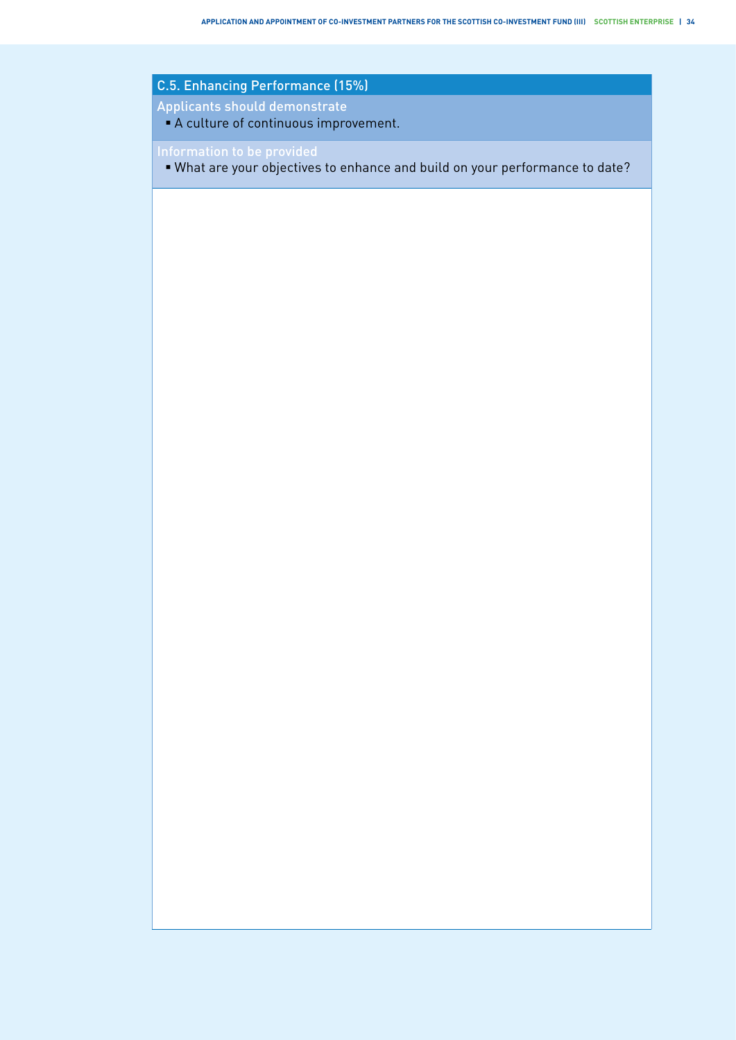## C.5. Enhancing Performance (15%)

Applicants should demonstrate

- A culture of continuous improvement.

Information to be provided

- What are your objectives to enhance and build on your performance to date?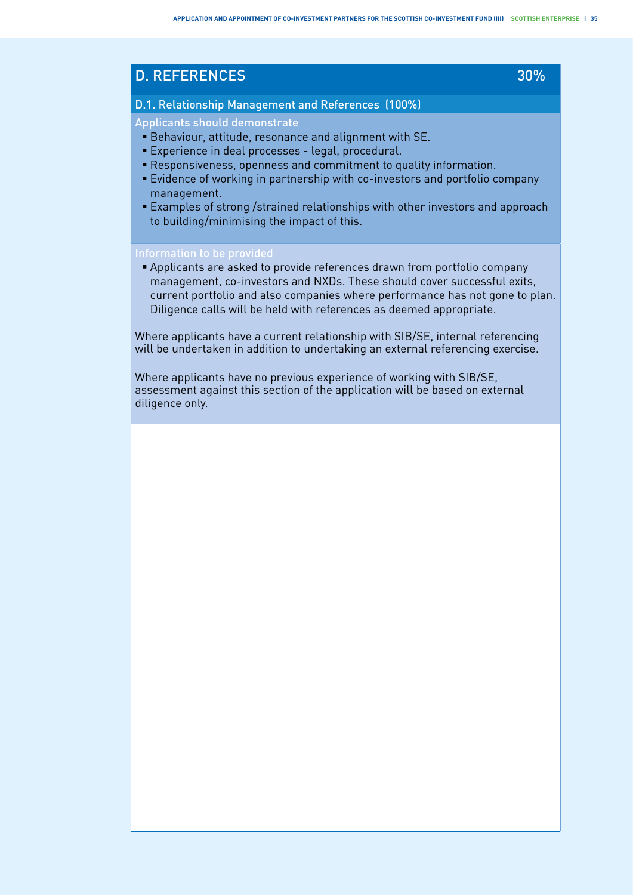## D. REFERENCES 30%

### D.1. Relationship Management and References (100%)

**Applicants should demonstrate**

- Behaviour, attitude, resonance and alignment with SE.
- Experience in deal processes - legal, procedural.
- Responsiveness, openness and commitment to quality information.
- Evidence of working in partnership with co-investors and portfolio company management.
- Examples of strong /strained relationships with other investors and approach to building/minimising the impact of this.

**Information to be provided**

- Applicants are asked to provide references drawn from portfolio company management, co-investors and NXDs. These should cover successful exits, current portfolio and also companies where performance has not gone to plan. Diligence calls will be held with references as deemed appropriate.

Where applicants have a current relationship with SIB/SE, internal referencing will be undertaken in addition to undertaking an external referencing exercise.

Where applicants have no previous experience of working with SIB/SE, assessment against this section of the application will be based on external diligence only.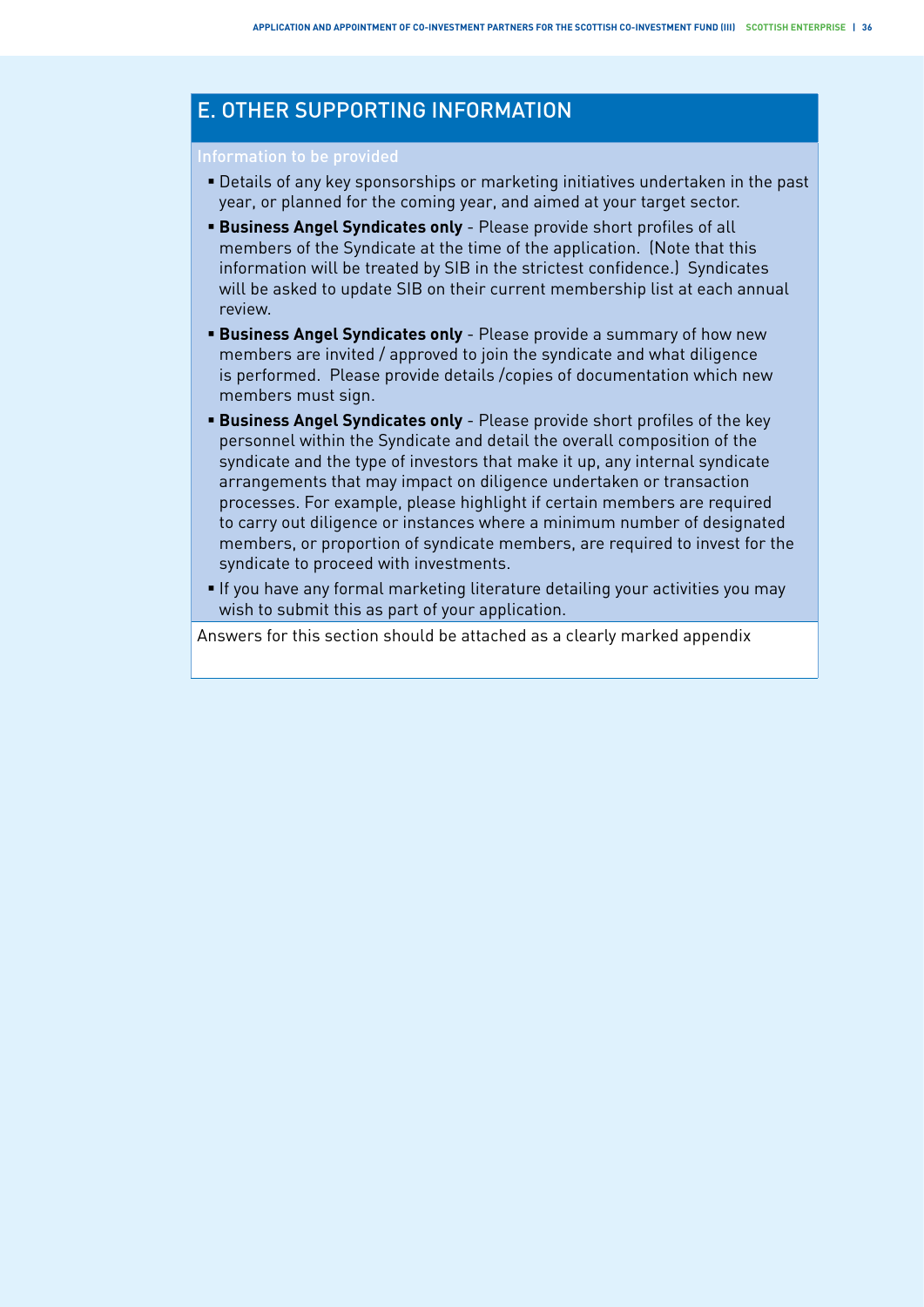## E. OTHER SUPPORTING INFORMATION

Information to be provided

- Details of any key sponsorships or marketing initiatives undertaken in the past year, or planned for the coming year, and aimed at your target sector.
- **Business Angel Syndicates only** - Please provide short profiles of all members of the Syndicate at the time of the application. (Note that this information will be treated by SIB in the strictest confidence.) Syndicates will be asked to update SIB on their current membership list at each annual review.
- **Business Angel Syndicates only** - Please provide a summary of how new members are invited / approved to join the syndicate and what diligence is performed. Please provide details /copies of documentation which new members must sign.
- **Business Angel Syndicates only** - Please provide short profiles of the key personnel within the Syndicate and detail the overall composition of the syndicate and the type of investors that make it up, any internal syndicate arrangements that may impact on diligence undertaken or transaction processes. For example, please highlight if certain members are required to carry out diligence or instances where a minimum number of designated members, or proportion of syndicate members, are required to invest for the syndicate to proceed with investments.
- If you have any formal marketing literature detailing your activities you may wish to submit this as part of your application.

Answers for this section should be attached as a clearly marked appendix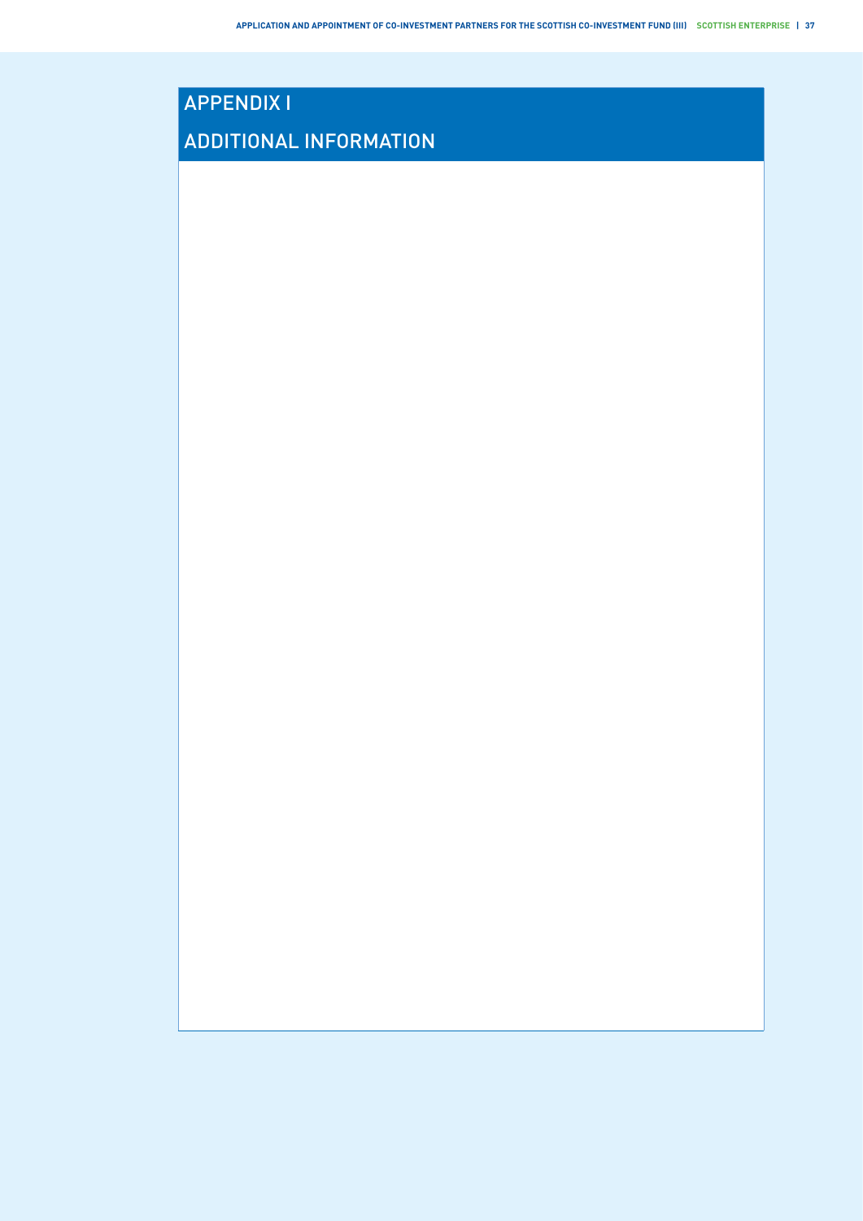# APPENDIX I

# ADDITIONAL INFORMATION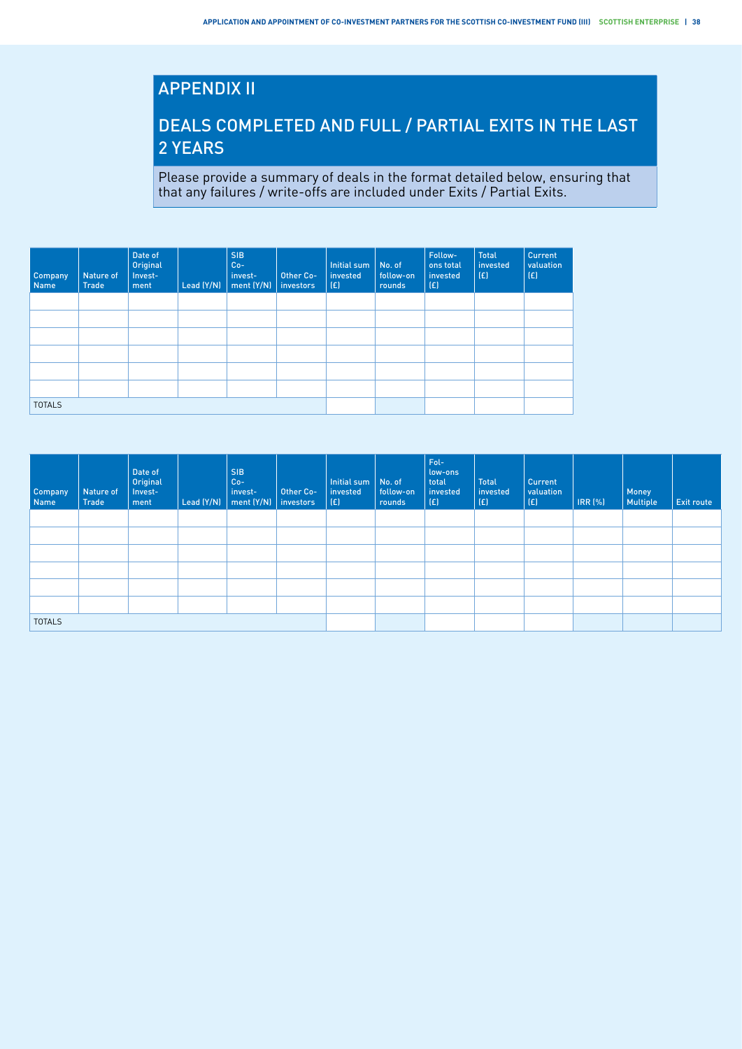## APPENDIX II

## DEALS COMPLETED AND FULL / PARTIAL EXITS IN THE LAST 2 YEARS

Please provide a summary of deals in the format detailed below, ensuring that that any failures / write-offs are included under Exits / Partial Exits.

| Company Name | Nature of Trade | Date of Original Invest-ment | Lead (Y/N) | SIB Co-invest-ment (Y/N) | Other Co-investors | Initial sum invested (£) | No. of follow-on rounds | Follow-ons total invested (£) | Total invested (£) | Current valuation (£) |
|---|---|---|---|---|---|---|---|---|---|---|
| | | | | | | | | | | |
| | | | | | | | | | | |
| | | | | | | | | | | |
| | | | | | | | | | | |
| | | | | | | | | | | |
| | | | | | | | | | | |
| TOTALS | | | | | | | | | | |

| Company Name | Nature of Trade | Date of Original Invest-ment | Lead (Y/N) | SIB Co-invest-ment (Y/N) | Other Co-investors | Initial sum invested (£) | No. of follow-on rounds | Fol-low-ons total invested (£) | Total invested (£) | Current valuation (£) | IRR (%) | Money Multiple | Exit route |
|---|---|---|---|---|---|---|---|---|---|---|---|---|---|
| | | | | | | | | | | | | | |
| | | | | | | | | | | | | | |
| | | | | | | | | | | | | | |
| | | | | | | | | | | | | | |
| | | | | | | | | | | | | | |
| | | | | | | | | | | | | | |
| TOTALS | | | | | | | | | | | | | |